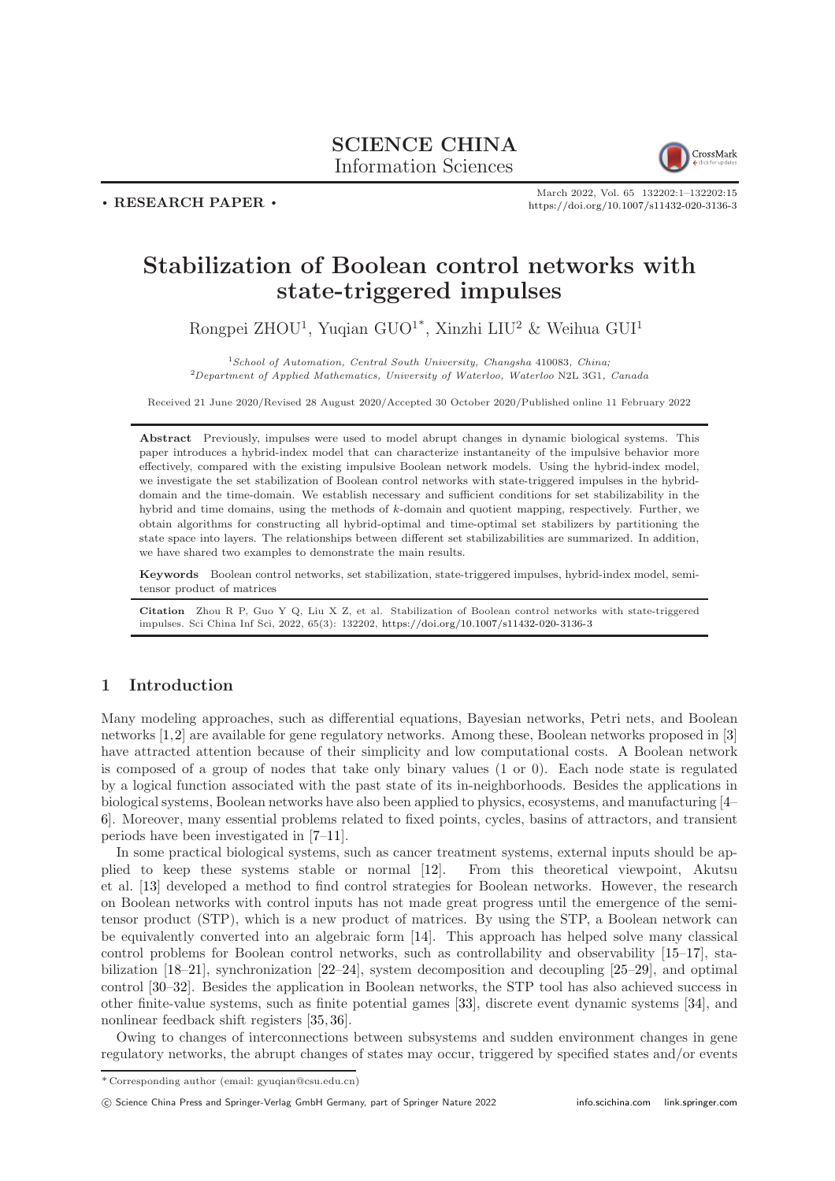**SCIENCE CHINA**
Information Sciences

• **RESEARCH PAPER** •

https://doi.org/10.1007/s11432-020-3136-3

# Stabilization of Boolean control networks with state-triggered impulses

Rongpei ZHOU[1], Yuqian GUO[1*], Xinzhi LIU[2] & Weihua GUI[1]

[1] *School of Automation, Central South University, Changsha* 410083*, China;*
[2] *Department of Applied Mathematics, University of Waterloo, Waterloo* N2L 3G1*, Canada*

Received 21 June 2020/Revised 28 August 2020/Accepted 30 October 2020/Published online 11 February 2022

**Abstract** Previously, impulses were used to model abrupt changes in dynamic biological systems. This paper introduces a hybrid-index model that can characterize instantaneity of the impulsive behavior more effectively, compared with the existing impulsive Boolean network models. Using the hybrid-index model, we investigate the set stabilization of Boolean control networks with state-triggered impulses in the hybrid-domain and the time-domain. We establish necessary and sufficient conditions for set stabilizability in the hybrid and time domains, using the methods of $k$-domain and quotient mapping, respectively. Further, we obtain algorithms for constructing all hybrid-optimal and time-optimal set stabilizers by partitioning the state space into layers. The relationships between different set stabilizabilities are summarized. In addition, we have shared two examples to demonstrate the main results.

**Keywords** Boolean control networks, set stabilization, state-triggered impulses, hybrid-index model, semi-tensor product of matrices

**Citation** Zhou R P, Guo Y Q, Liu X Z, et al. Stabilization of Boolean control networks with state-triggered impulses. Sci China Inf Sci, 2022, 65(3): 132202, https://doi.org/10.1007/s11432-020-3136-3

## 1 Introduction

Many modeling approaches, such as differential equations, Bayesian networks, Petri nets, and Boolean networks [1,2] are available for gene regulatory networks. Among these, Boolean networks proposed in [3] have attracted attention because of their simplicity and low computational costs. A Boolean network is composed of a group of nodes that take only binary values (1 or 0). Each node state is regulated by a logical function associated with the past state of its in-neighborhoods. Besides the applications in biological systems, Boolean networks have also been applied to physics, ecosystems, and manufacturing [4–6]. Moreover, many essential problems related to fixed points, cycles, basins of attractors, and transient periods have been investigated in [7–11].

In some practical biological systems, such as cancer treatment systems, external inputs should be applied to keep these systems stable or normal [12]. From this theoretical viewpoint, Akutsu et al. [13] developed a method to find control strategies for Boolean networks. However, the research on Boolean networks with control inputs has not made great progress until the emergence of the semi-tensor product (STP), which is a new product of matrices. By using the STP, a Boolean network can be equivalently converted into an algebraic form [14]. This approach has helped solve many classical control problems for Boolean control networks, such as controllability and observability [15–17], stabilization [18–21], synchronization [22–24], system decomposition and decoupling [25–29], and optimal control [30–32]. Besides the application in Boolean networks, the STP tool has also achieved success in other finite-value systems, such as finite potential games [33], discrete event dynamic systems [34], and nonlinear feedback shift registers [35,36].

Owing to changes of interconnections between subsystems and sudden environment changes in gene regulatory networks, the abrupt changes of states may occur, triggered by specified states and/or events

* Corresponding author (email: gyuqian@csu.edu.cn)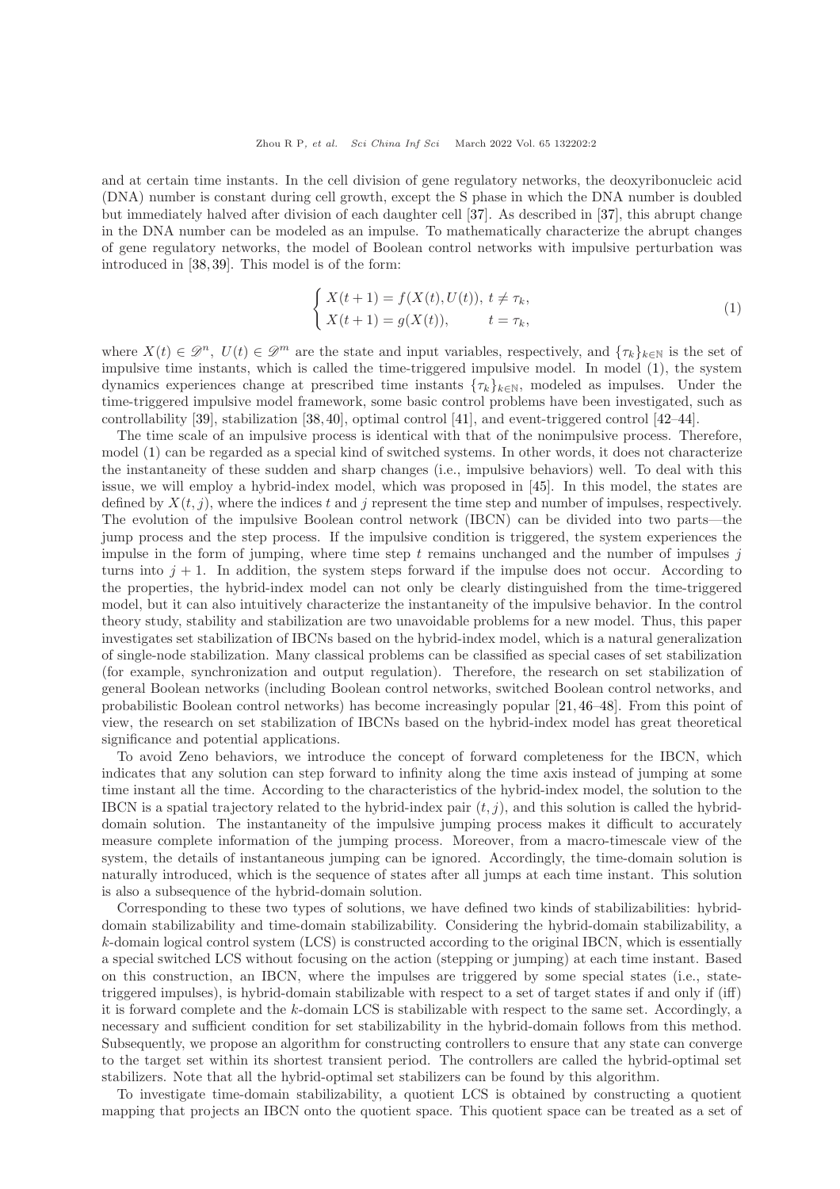and at certain time instants. In the cell division of gene regulatory networks, the deoxyribonucleic acid (DNA) number is constant during cell growth, except the S phase in which the DNA number is doubled but immediately halved after division of each daughter cell [37]. As described in [37], this abrupt change in the DNA number can be modeled as an impulse. To mathematically characterize the abrupt changes of gene regulatory networks, the model of Boolean control networks with impulsive perturbation was introduced in [38, 39]. This model is of the form:

$$\begin{cases} X(t+1) = f(X(t), U(t)), \ t \neq \tau_k, \\ X(t+1) = g(X(t)), \qquad\quad t = \tau_k, \end{cases} \tag{1}$$

where $X(t) \in \mathscr{D}^n$, $U(t) \in \mathscr{D}^m$ are the state and input variables, respectively, and $\{\tau_k\}_{k\in\mathbb{N}}$ is the set of impulsive time instants, which is called the time-triggered impulsive model. In model (1), the system dynamics experiences change at prescribed time instants $\{\tau_k\}_{k\in\mathbb{N}}$, modeled as impulses. Under the time-triggered impulsive model framework, some basic control problems have been investigated, such as controllability [39], stabilization [38, 40], optimal control [41], and event-triggered control [42–44].

The time scale of an impulsive process is identical with that of the nonimpulsive process. Therefore, model (1) can be regarded as a special kind of switched systems. In other words, it does not characterize the instantaneity of these sudden and sharp changes (i.e., impulsive behaviors) well. To deal with this issue, we will employ a hybrid-index model, which was proposed in [45]. In this model, the states are defined by $X(t, j)$, where the indices $t$ and $j$ represent the time step and number of impulses, respectively. The evolution of the impulsive Boolean control network (IBCN) can be divided into two parts—the jump process and the step process. If the impulsive condition is triggered, the system experiences the impulse in the form of jumping, where time step $t$ remains unchanged and the number of impulses $j$ turns into $j + 1$. In addition, the system steps forward if the impulse does not occur. According to the properties, the hybrid-index model can not only be clearly distinguished from the time-triggered model, but it can also intuitively characterize the instantaneity of the impulsive behavior. In the control theory study, stability and stabilization are two unavoidable problems for a new model. Thus, this paper investigates set stabilization of IBCNs based on the hybrid-index model, which is a natural generalization of single-node stabilization. Many classical problems can be classified as special cases of set stabilization (for example, synchronization and output regulation). Therefore, the research on set stabilization of general Boolean networks (including Boolean control networks, switched Boolean control networks, and probabilistic Boolean control networks) has become increasingly popular [21, 46–48]. From this point of view, the research on set stabilization of IBCNs based on the hybrid-index model has great theoretical significance and potential applications.

To avoid Zeno behaviors, we introduce the concept of forward completeness for the IBCN, which indicates that any solution can step forward to infinity along the time axis instead of jumping at some time instant all the time. According to the characteristics of the hybrid-index model, the solution to the IBCN is a spatial trajectory related to the hybrid-index pair $(t, j)$, and this solution is called the hybrid-domain solution. The instantaneity of the impulsive jumping process makes it difficult to accurately measure complete information of the jumping process. Moreover, from a macro-timescale view of the system, the details of instantaneous jumping can be ignored. Accordingly, the time-domain solution is naturally introduced, which is the sequence of states after all jumps at each time instant. This solution is also a subsequence of the hybrid-domain solution.

Corresponding to these two types of solutions, we have defined two kinds of stabilizabilities: hybrid-domain stabilizability and time-domain stabilizability. Considering the hybrid-domain stabilizability, a $k$-domain logical control system (LCS) is constructed according to the original IBCN, which is essentially a special switched LCS without focusing on the action (stepping or jumping) at each time instant. Based on this construction, an IBCN, where the impulses are triggered by some special states (i.e., state-triggered impulses), is hybrid-domain stabilizable with respect to a set of target states if and only if (iff) it is forward complete and the $k$-domain LCS is stabilizable with respect to the same set. Accordingly, a necessary and sufficient condition for set stabilizability in the hybrid-domain follows from this method. Subsequently, we propose an algorithm for constructing controllers to ensure that any state can converge to the target set within its shortest transient period. The controllers are called the hybrid-optimal set stabilizers. Note that all the hybrid-optimal set stabilizers can be found by this algorithm.

To investigate time-domain stabilizability, a quotient LCS is obtained by constructing a quotient mapping that projects an IBCN onto the quotient space. This quotient space can be treated as a set of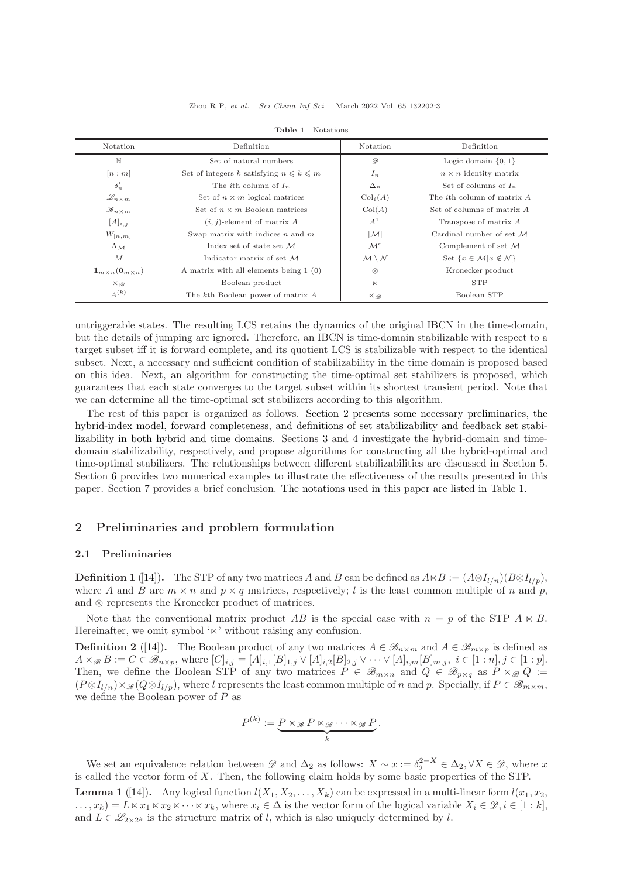**Table 1** Notations

| Notation | Definition | Notation | Definition |
|---|---|---|---|
| $\mathbb{N}$ | Set of natural numbers | $\mathscr{D}$ | Logic domain $\{0,1\}$ |
| $[n:m]$ | Set of integers $k$ satisfying $n \leqslant k \leqslant m$ | $I_n$ | $n \times n$ identity matrix |
| $\delta_n^i$ | The $i$th column of $I_n$ | $\Delta_n$ | Set of columns of $I_n$ |
| $\mathscr{L}_{n\times m}$ | Set of $n \times m$ logical matrices | $\mathrm{Col}_i(A)$ | The $i$th column of matrix $A$ |
| $\mathscr{B}_{n\times m}$ | Set of $n \times m$ Boolean matrices | $\mathrm{Col}(A)$ | Set of columns of matrix $A$ |
| $[A]_{i,j}$ | $(i,j)$-element of matrix $A$ | $A^{\mathrm{T}}$ | Transpose of matrix $A$ |
| $W_{[n,m]}$ | Swap matrix with indices $n$ and $m$ | $\lvert\mathcal{M}\rvert$ | Cardinal number of set $\mathcal{M}$ |
| $\Lambda_{\mathcal{M}}$ | Index set of state set $\mathcal{M}$ | $\mathcal{M}^c$ | Complement of set $\mathcal{M}$ |
| $M$ | Indicator matrix of set $\mathcal{M}$ | $\mathcal{M} \setminus \mathcal{N}$ | Set $\{x \in \mathcal{M} \mid x \notin \mathcal{N}\}$ |
| $\mathbf{1}_{m\times n}(\mathbf{0}_{m\times n})$ | A matrix with all elements being 1 (0) | $\otimes$ | Kronecker product |
| $\times_{\mathscr{B}}$ | Boolean product | $\ltimes$ | STP |
| $A^{(k)}$ | The $k$th Boolean power of matrix $A$ | $\ltimes_{\mathscr{B}}$ | Boolean STP |

untriggerable states. The resulting LCS retains the dynamics of the original IBCN in the time-domain, but the details of jumping are ignored. Therefore, an IBCN is time-domain stabilizable with respect to a target subset iff it is forward complete, and its quotient LCS is stabilizable with respect to the identical subset. Next, a necessary and sufficient condition of stabilizability in the time domain is proposed based on this idea. Next, an algorithm for constructing the time-optimal set stabilizers is proposed, which guarantees that each state converges to the target subset within its shortest transient period. Note that we can determine all the time-optimal set stabilizers according to this algorithm.

The rest of this paper is organized as follows. Section 2 presents some necessary preliminaries, the hybrid-index model, forward completeness, and definitions of set stabilizability and feedback set stabilizability in both hybrid and time domains. Sections 3 and 4 investigate the hybrid-domain and time-domain stabilizability, respectively, and propose algorithms for constructing all the hybrid-optimal and time-optimal stabilizers. The relationships between different stabilizabilities are discussed in Section 5. Section 6 provides two numerical examples to illustrate the effectiveness of the results presented in this paper. Section 7 provides a brief conclusion. The notations used in this paper are listed in Table 1.

## 2 Preliminaries and problem formulation

### 2.1 Preliminaries

**Definition 1** ([14]). The STP of any two matrices $A$ and $B$ can be defined as $A \ltimes B := (A \otimes I_{l/n})(B \otimes I_{l/p})$, where $A$ and $B$ are $m \times n$ and $p \times q$ matrices, respectively; $l$ is the least common multiple of $n$ and $p$, and $\otimes$ represents the Kronecker product of matrices.

Note that the conventional matrix product $AB$ is the special case with $n = p$ of the STP $A \ltimes B$. Hereinafter, we omit symbol '$\ltimes$' without raising any confusion.

**Definition 2** ([14]). The Boolean product of any two matrices $A \in \mathscr{B}_{n\times m}$ and $A \in \mathscr{B}_{m\times p}$ is defined as $A \times_{\mathscr{B}} B := C \in \mathscr{B}_{n\times p}$, where $[C]_{i,j} = [A]_{i,1}[B]_{1,j} \vee [A]_{i,2}[B]_{2,j} \vee \cdots \vee [A]_{i,m}[B]_{m,j},\ i \in [1:n], j \in [1:p]$. Then, we define the Boolean STP of any two matrices $P \in \mathscr{B}_{m\times n}$ and $Q \in \mathscr{B}_{p\times q}$ as $P \ltimes_{\mathscr{B}} Q := (P \otimes I_{l/n}) \times_{\mathscr{B}} (Q \otimes I_{l/p})$, where $l$ represents the least common multiple of $n$ and $p$. Specially, if $P \in \mathscr{B}_{m\times m}$, we define the Boolean power of $P$ as

$$P^{(k)} := \underbrace{P \ltimes_{\mathscr{B}} P \ltimes_{\mathscr{B}} \cdots \ltimes_{\mathscr{B}} P}_{k}.$$

We set an equivalence relation between $\mathscr{D}$ and $\Delta_2$ as follows: $X \sim x := \delta_2^{2-X} \in \Delta_2, \forall X \in \mathscr{D}$, where $x$ is called the vector form of $X$. Then, the following claim holds by some basic properties of the STP.

**Lemma 1** ([14]). Any logical function $l(X_1, X_2, \ldots, X_k)$ can be expressed in a multi-linear form $l(x_1, x_2, \ldots, x_k) = L \ltimes x_1 \ltimes x_2 \ltimes \cdots \ltimes x_k$, where $x_i \in \Delta$ is the vector form of the logical variable $X_i \in \mathscr{D}, i \in [1:k]$, and $L \in \mathscr{L}_{2\times 2^k}$ is the structure matrix of $l$, which is also uniquely determined by $l$.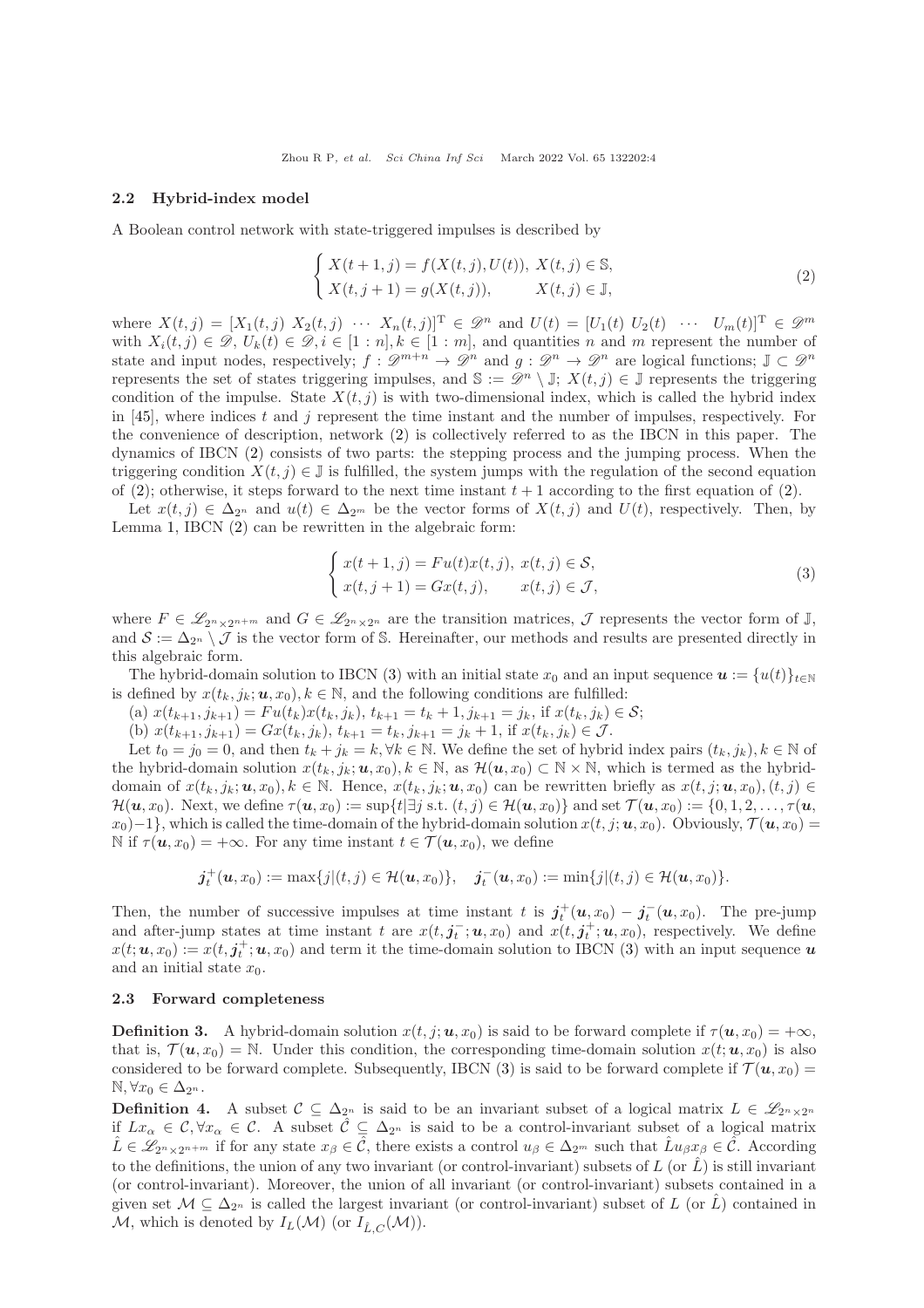### 2.2 Hybrid-index model

A Boolean control network with state-triggered impulses is described by

$$
\begin{cases} X(t+1,j) = f(X(t,j),U(t)), \ X(t,j) \in \mathbb{S}, \\ X(t,j+1) = g(X(t,j)), \qquad\quad X(t,j) \in \mathbb{J}, \end{cases} \tag{2}
$$

where $X(t,j) = [X_1(t,j)\ X_2(t,j)\ \cdots\ X_n(t,j)]^{\mathrm{T}} \in \mathscr{D}^n$ and $U(t) = [U_1(t)\ U_2(t)\ \cdots\ U_m(t)]^{\mathrm{T}} \in \mathscr{D}^m$ with $X_i(t,j) \in \mathscr{D}$, $U_k(t) \in \mathscr{D}, i \in [1:n], k \in [1:m]$, and quantities $n$ and $m$ represent the number of state and input nodes, respectively; $f: \mathscr{D}^{m+n} \to \mathscr{D}^n$ and $g: \mathscr{D}^n \to \mathscr{D}^n$ are logical functions; $\mathbb{J} \subset \mathscr{D}^n$ represents the set of states triggering impulses, and $\mathbb{S} := \mathscr{D}^n \setminus \mathbb{J}$; $X(t,j) \in \mathbb{J}$ represents the triggering condition of the impulse. State $X(t,j)$ is with two-dimensional index, which is called the hybrid index in [45], where indices $t$ and $j$ represent the time instant and the number of impulses, respectively. For the convenience of description, network (2) is collectively referred to as the IBCN in this paper. The dynamics of IBCN (2) consists of two parts: the stepping process and the jumping process. When the triggering condition $X(t,j) \in \mathbb{J}$ is fulfilled, the system jumps with the regulation of the second equation of (2); otherwise, it steps forward to the next time instant $t+1$ according to the first equation of (2).

Let $x(t,j) \in \Delta_{2^n}$ and $u(t) \in \Delta_{2^m}$ be the vector forms of $X(t,j)$ and $U(t)$, respectively. Then, by Lemma 1, IBCN (2) can be rewritten in the algebraic form:

$$
\begin{cases} x(t+1,j) = Fu(t)x(t,j), \ x(t,j) \in \mathcal{S}, \\ x(t,j+1) = Gx(t,j), \qquad\quad x(t,j) \in \mathcal{J}, \end{cases} \tag{3}
$$

where $F \in \mathscr{L}_{2^n \times 2^{n+m}}$ and $G \in \mathscr{L}_{2^n \times 2^n}$ are the transition matrices, $\mathcal{J}$ represents the vector form of $\mathbb{J}$, and $\mathcal{S} := \Delta_{2^n} \setminus \mathcal{J}$ is the vector form of $\mathbb{S}$. Hereinafter, our methods and results are presented directly in this algebraic form.

The hybrid-domain solution to IBCN (3) with an initial state $x_0$ and an input sequence $\boldsymbol{u} := \{u(t)\}_{t\in\mathbb{N}}$ is defined by $x(t_k, j_k; \boldsymbol{u}, x_0), k \in \mathbb{N}$, and the following conditions are fulfilled:

(a) $x(t_{k+1}, j_{k+1}) = Fu(t_k)x(t_k, j_k)$, $t_{k+1} = t_k + 1, j_{k+1} = j_k$, if $x(t_k, j_k) \in \mathcal{S}$;

(b) $x(t_{k+1}, j_{k+1}) = Gx(t_k, j_k)$, $t_{k+1} = t_k, j_{k+1} = j_k + 1$, if $x(t_k, j_k) \in \mathcal{J}$.

Let $t_0 = j_0 = 0$, and then $t_k + j_k = k, \forall k \in \mathbb{N}$. We define the set of hybrid index pairs $(t_k, j_k), k \in \mathbb{N}$ of the hybrid-domain solution $x(t_k, j_k; \boldsymbol{u}, x_0), k \in \mathbb{N}$, as $\mathcal{H}(\boldsymbol{u}, x_0) \subset \mathbb{N} \times \mathbb{N}$, which is termed as the hybrid-domain of $x(t_k, j_k; \boldsymbol{u}, x_0), k \in \mathbb{N}$. Hence, $x(t_k, j_k; \boldsymbol{u}, x_0)$ can be rewritten briefly as $x(t, j; \boldsymbol{u}, x_0), (t,j) \in \mathcal{H}(\boldsymbol{u}, x_0)$. Next, we define $\tau(\boldsymbol{u}, x_0) := \sup\{t | \exists j \text{ s.t. } (t,j) \in \mathcal{H}(\boldsymbol{u}, x_0)\}$ and set $\mathcal{T}(\boldsymbol{u}, x_0) := \{0, 1, 2, \ldots, \tau(\boldsymbol{u}, x_0) - 1\}$, which is called the time-domain of the hybrid-domain solution $x(t, j; \boldsymbol{u}, x_0)$. Obviously, $\mathcal{T}(\boldsymbol{u}, x_0) = \mathbb{N}$ if $\tau(\boldsymbol{u}, x_0) = +\infty$. For any time instant $t \in \mathcal{T}(\boldsymbol{u}, x_0)$, we define

$$
\boldsymbol{j}_t^+(\boldsymbol{u}, x_0) := \max\{j | (t,j) \in \mathcal{H}(\boldsymbol{u}, x_0)\}, \quad \boldsymbol{j}_t^-(\boldsymbol{u}, x_0) := \min\{j | (t,j) \in \mathcal{H}(\boldsymbol{u}, x_0)\}.
$$

Then, the number of successive impulses at time instant $t$ is $\boldsymbol{j}_t^+(\boldsymbol{u}, x_0) - \boldsymbol{j}_t^-(\boldsymbol{u}, x_0)$. The pre-jump and after-jump states at time instant $t$ are $x(t, \boldsymbol{j}_t^-; \boldsymbol{u}, x_0)$ and $x(t, \boldsymbol{j}_t^+; \boldsymbol{u}, x_0)$, respectively. We define $x(t; \boldsymbol{u}, x_0) := x(t, \boldsymbol{j}_t^+; \boldsymbol{u}, x_0)$ and term it the time-domain solution to IBCN (3) with an input sequence $\boldsymbol{u}$ and an initial state $x_0$.

### 2.3 Forward completeness

**Definition 3.** A hybrid-domain solution $x(t, j; \boldsymbol{u}, x_0)$ is said to be forward complete if $\tau(\boldsymbol{u}, x_0) = +\infty$, that is, $\mathcal{T}(\boldsymbol{u}, x_0) = \mathbb{N}$. Under this condition, the corresponding time-domain solution $x(t; \boldsymbol{u}, x_0)$ is also considered to be forward complete. Subsequently, IBCN (3) is said to be forward complete if $\mathcal{T}(\boldsymbol{u}, x_0) = \mathbb{N}, \forall x_0 \in \Delta_{2^n}$.

**Definition 4.** A subset $\mathcal{C} \subseteq \Delta_{2^n}$ is said to be an invariant subset of a logical matrix $L \in \mathscr{L}_{2^n \times 2^n}$ if $Lx_\alpha \in \mathcal{C}, \forall x_\alpha \in \mathcal{C}$. A subset $\hat{\mathcal{C}} \subseteq \Delta_{2^n}$ is said to be a control-invariant subset of a logical matrix $\hat{L} \in \mathscr{L}_{2^n \times 2^{n+m}}$ if for any state $x_\beta \in \hat{\mathcal{C}}$, there exists a control $u_\beta \in \Delta_{2^m}$ such that $\hat{L}u_\beta x_\beta \in \hat{\mathcal{C}}$. According to the definitions, the union of any two invariant (or control-invariant) subsets of $L$ (or $\hat{L}$) is still invariant (or control-invariant). Moreover, the union of all invariant (or control-invariant) subsets contained in a given set $\mathcal{M} \subseteq \Delta_{2^n}$ is called the largest invariant (or control-invariant) subset of $L$ (or $\hat{L}$) contained in $\mathcal{M}$, which is denoted by $I_L(\mathcal{M})$ (or $I_{\hat{L},C}(\mathcal{M})$).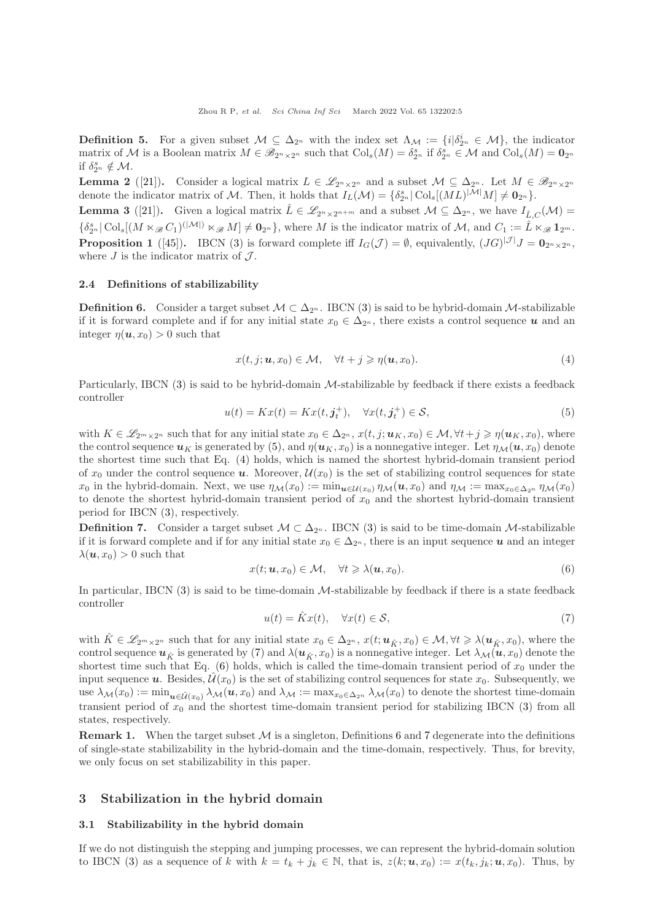**Definition 5.** For a given subset $\mathcal{M} \subseteq \Delta_{2^n}$ with the index set $\Lambda_{\mathcal{M}} := \{i | \delta_{2^n}^i \in \mathcal{M}\}$, the indicator matrix of $\mathcal{M}$ is a Boolean matrix $M \in \mathscr{B}_{2^n \times 2^n}$ such that $\mathrm{Col}_s(M) = \delta_{2^n}^s$ if $\delta_{2^n}^s \in \mathcal{M}$ and $\mathrm{Col}_s(M) = \mathbf{0}_{2^n}$ if $\delta_{2^n}^s \notin \mathcal{M}$.

**Lemma 2** ([21])**.** Consider a logical matrix $L \in \mathscr{L}_{2^n \times 2^n}$ and a subset $\mathcal{M} \subseteq \Delta_{2^n}$. Let $M \in \mathscr{B}_{2^n \times 2^n}$ denote the indicator matrix of $\mathcal{M}$. Then, it holds that $I_L(\mathcal{M}) = \{\delta_{2^n}^s | \mathrm{Col}_s[(ML)^{|\mathcal{M}|} M] \neq \mathbf{0}_{2^n}\}$.

**Lemma 3** ([21])**.** Given a logical matrix $\hat{L} \in \mathscr{L}_{2^n \times 2^{n+m}}$ and a subset $\mathcal{M} \subseteq \Delta_{2^n}$, we have $I_{\hat{L},C}(\mathcal{M}) = \{\delta_{2^n}^s | \mathrm{Col}_s[(M \ltimes_{\mathscr{B}} C_1)^{(|\mathcal{M}|)} \ltimes_{\mathscr{B}} M] \neq \mathbf{0}_{2^n}\}$, where $M$ is the indicator matrix of $\mathcal{M}$, and $C_1 := \hat{L} \ltimes_{\mathscr{B}} \mathbf{1}_{2^m}$.

**Proposition 1** ([45])**.** IBCN (3) is forward complete iff $I_G(\mathcal{J}) = \emptyset$, equivalently, $(JG)^{|\mathcal{J}|} J = \mathbf{0}_{2^n \times 2^n}$, where $J$ is the indicator matrix of $\mathcal{J}$.

### 2.4 Definitions of stabilizability

**Definition 6.** Consider a target subset $\mathcal{M} \subset \Delta_{2^n}$. IBCN (3) is said to be hybrid-domain $\mathcal{M}$-stabilizable if it is forward complete and if for any initial state $x_0 \in \Delta_{2^n}$, there exists a control sequence $\boldsymbol{u}$ and an integer $\eta(\boldsymbol{u}, x_0) > 0$ such that

$$x(t, j; \boldsymbol{u}, x_0) \in \mathcal{M}, \quad \forall t + j \geqslant \eta(\boldsymbol{u}, x_0). \tag{4}$$

Particularly, IBCN (3) is said to be hybrid-domain $\mathcal{M}$-stabilizable by feedback if there exists a feedback controller

$$u(t) = Kx(t) = Kx(t, \boldsymbol{j}_t^+), \quad \forall x(t, \boldsymbol{j}_t^+) \in \mathcal{S}, \tag{5}$$

with $K \in \mathscr{L}_{2^m \times 2^n}$ such that for any initial state $x_0 \in \Delta_{2^n}$, $x(t, j; \boldsymbol{u}_K, x_0) \in \mathcal{M}, \forall t + j \geqslant \eta(\boldsymbol{u}_K, x_0)$, where the control sequence $\boldsymbol{u}_K$ is generated by (5), and $\eta(\boldsymbol{u}_K, x_0)$ is a nonnegative integer. Let $\eta_{\mathcal{M}}(\boldsymbol{u}, x_0)$ denote the shortest time such that Eq. (4) holds, which is named the shortest hybrid-domain transient period of $x_0$ under the control sequence $\boldsymbol{u}$. Moreover, $\mathcal{U}(x_0)$ is the set of stabilizing control sequences for state $x_0$ in the hybrid-domain. Next, we use $\eta_{\mathcal{M}}(x_0) := \min_{\boldsymbol{u} \in \mathcal{U}(x_0)} \eta_{\mathcal{M}}(\boldsymbol{u}, x_0)$ and $\eta_{\mathcal{M}} := \max_{x_0 \in \Delta_{2^n}} \eta_{\mathcal{M}}(x_0)$ to denote the shortest hybrid-domain transient period of $x_0$ and the shortest hybrid-domain transient period for IBCN (3), respectively.

**Definition 7.** Consider a target subset $\mathcal{M} \subset \Delta_{2^n}$. IBCN (3) is said to be time-domain $\mathcal{M}$-stabilizable if it is forward complete and if for any initial state $x_0 \in \Delta_{2^n}$, there is an input sequence $\boldsymbol{u}$ and an integer $\lambda(\boldsymbol{u}, x_0) > 0$ such that

$$x(t; \boldsymbol{u}, x_0) \in \mathcal{M}, \quad \forall t \geqslant \lambda(\boldsymbol{u}, x_0). \tag{6}$$

In particular, IBCN (3) is said to be time-domain $\mathcal{M}$-stabilizable by feedback if there is a state feedback controller

$$u(t) = \hat{K}x(t), \quad \forall x(t) \in \mathcal{S}, \tag{7}$$

with $\hat{K} \in \mathscr{L}_{2^m \times 2^n}$ such that for any initial state $x_0 \in \Delta_{2^n}$, $x(t; \boldsymbol{u}_{\hat{K}}, x_0) \in \mathcal{M}, \forall t \geqslant \lambda(\boldsymbol{u}_{\hat{K}}, x_0)$, where the control sequence $\boldsymbol{u}_{\hat{K}}$ is generated by (7) and $\lambda(\boldsymbol{u}_{\hat{K}}, x_0)$ is a nonnegative integer. Let $\lambda_{\mathcal{M}}(\boldsymbol{u}, x_0)$ denote the shortest time such that Eq. (6) holds, which is called the time-domain transient period of $x_0$ under the input sequence $\boldsymbol{u}$. Besides, $\hat{\mathcal{U}}(x_0)$ is the set of stabilizing control sequences for state $x_0$. Subsequently, we use $\lambda_{\mathcal{M}}(x_0) := \min_{\boldsymbol{u} \in \hat{\mathcal{U}}(x_0)} \lambda_{\mathcal{M}}(\boldsymbol{u}, x_0)$ and $\lambda_{\mathcal{M}} := \max_{x_0 \in \Delta_{2^n}} \lambda_{\mathcal{M}}(x_0)$ to denote the shortest time-domain transient period of $x_0$ and the shortest time-domain transient period for stabilizing IBCN (3) from all states, respectively.

**Remark 1.** When the target subset $\mathcal{M}$ is a singleton, Definitions 6 and 7 degenerate into the definitions of single-state stabilizability in the hybrid-domain and the time-domain, respectively. Thus, for brevity, we only focus on set stabilizability in this paper.

## 3 Stabilization in the hybrid domain

### 3.1 Stabilizability in the hybrid domain

If we do not distinguish the stepping and jumping processes, we can represent the hybrid-domain solution to IBCN (3) as a sequence of $k$ with $k = t_k + j_k \in \mathbb{N}$, that is, $z(k; \boldsymbol{u}, x_0) := x(t_k, j_k; \boldsymbol{u}, x_0)$. Thus, by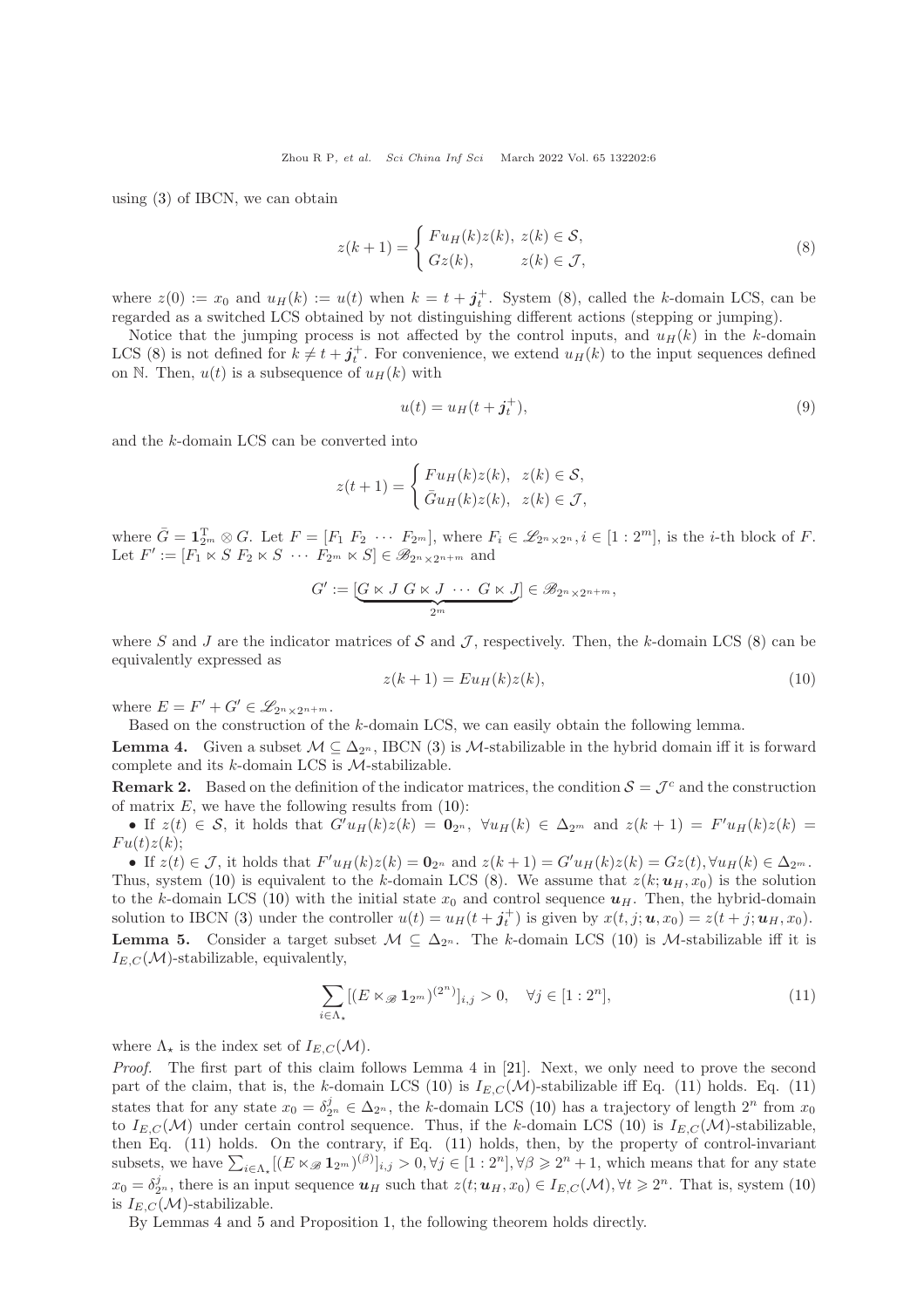using (3) of IBCN, we can obtain

$$z(k+1) = \begin{cases} Fu_H(k)z(k), & z(k) \in \mathcal{S}, \\ Gz(k), & z(k) \in \mathcal{J}, \end{cases} \tag{8}$$

where $z(0) := x_0$ and $u_H(k) := u(t)$ when $k = t + \boldsymbol{j}_t^+$. System (8), called the $k$-domain LCS, can be regarded as a switched LCS obtained by not distinguishing different actions (stepping or jumping).

Notice that the jumping process is not affected by the control inputs, and $u_H(k)$ in the $k$-domain LCS (8) is not defined for $k \neq t + \boldsymbol{j}_t^+$. For convenience, we extend $u_H(k)$ to the input sequences defined on $\mathbb{N}$. Then, $u(t)$ is a subsequence of $u_H(k)$ with

$$u(t) = u_H(t + \boldsymbol{j}_t^+), \tag{9}$$

and the $k$-domain LCS can be converted into

$$z(t+1) = \begin{cases} Fu_H(k)z(k), & z(k) \in \mathcal{S}, \\ \bar{G}u_H(k)z(k), & z(k) \in \mathcal{J}, \end{cases}$$

where $\bar{G} = \mathbf{1}_{2^m}^{\mathrm{T}} \otimes G$. Let $F = [F_1 \ F_2 \ \cdots \ F_{2^m}]$, where $F_i \in \mathscr{L}_{2^n \times 2^n}, i \in [1:2^m]$, is the $i$-th block of $F$. Let $F' := [F_1 \ltimes S \ F_2 \ltimes S \ \cdots \ F_{2^m} \ltimes S] \in \mathscr{B}_{2^n \times 2^{n+m}}$ and

$$G' := [\underbrace{G \ltimes J \ G \ltimes J \ \cdots \ G \ltimes J}_{2^m}] \in \mathscr{B}_{2^n \times 2^{n+m}},$$

where $S$ and $J$ are the indicator matrices of $\mathcal{S}$ and $\mathcal{J}$, respectively. Then, the $k$-domain LCS (8) can be equivalently expressed as

$$z(k+1) = Eu_H(k)z(k), \tag{10}$$

where $E = F' + G' \in \mathscr{L}_{2^n \times 2^{n+m}}$.

Based on the construction of the $k$-domain LCS, we can easily obtain the following lemma.

**Lemma 4.** Given a subset $\mathcal{M} \subseteq \Delta_{2^n}$, IBCN (3) is $\mathcal{M}$-stabilizable in the hybrid domain iff it is forward complete and its $k$-domain LCS is $\mathcal{M}$-stabilizable.

**Remark 2.** Based on the definition of the indicator matrices, the condition $\mathcal{S} = \mathcal{J}^c$ and the construction of matrix $E$, we have the following results from (10):

- If $z(t) \in \mathcal{S}$, it holds that $G'u_H(k)z(k) = \mathbf{0}_{2^n}$, $\forall u_H(k) \in \Delta_{2^m}$ and $z(k+1) = F'u_H(k)z(k) = Fu(t)z(k)$;
- If $z(t) \in \mathcal{J}$, it holds that $F'u_H(k)z(k) = \mathbf{0}_{2^n}$ and $z(k+1) = G'u_H(k)z(k) = Gz(t), \forall u_H(k) \in \Delta_{2^m}$.

Thus, system (10) is equivalent to the $k$-domain LCS (8). We assume that $z(k; \boldsymbol{u}_H, x_0)$ is the solution to the $k$-domain LCS (10) with the initial state $x_0$ and control sequence $\boldsymbol{u}_H$. Then, the hybrid-domain solution to IBCN (3) under the controller $u(t) = u_H(t + \boldsymbol{j}_t^+)$ is given by $x(t, j; \boldsymbol{u}, x_0) = z(t + j; \boldsymbol{u}_H, x_0)$.

**Lemma 5.** Consider a target subset $\mathcal{M} \subseteq \Delta_{2^n}$. The $k$-domain LCS (10) is $\mathcal{M}$-stabilizable iff it is $I_{E,C}(\mathcal{M})$-stabilizable, equivalently,

$$\sum_{i \in \Lambda_\star} [(E \ltimes_{\mathscr{B}} \mathbf{1}_{2^m})^{(2^n)}]_{i,j} > 0, \quad \forall j \in [1:2^n], \tag{11}$$

where $\Lambda_\star$ is the index set of $I_{E,C}(\mathcal{M})$.

*Proof.* The first part of this claim follows Lemma 4 in [21]. Next, we only need to prove the second part of the claim, that is, the $k$-domain LCS (10) is $I_{E,C}(\mathcal{M})$-stabilizable iff Eq. (11) holds. Eq. (11) states that for any state $x_0 = \delta_{2^n}^j \in \Delta_{2^n}$, the $k$-domain LCS (10) has a trajectory of length $2^n$ from $x_0$ to $I_{E,C}(\mathcal{M})$ under certain control sequence. Thus, if the $k$-domain LCS (10) is $I_{E,C}(\mathcal{M})$-stabilizable, then Eq. (11) holds. On the contrary, if Eq. (11) holds, then, by the property of control-invariant subsets, we have $\sum_{i \in \Lambda_\star} [(E \ltimes_{\mathscr{B}} \mathbf{1}_{2^m})^{(\beta)}]_{i,j} > 0, \forall j \in [1:2^n], \forall \beta \geqslant 2^n + 1$, which means that for any state $x_0 = \delta_{2^n}^j$, there is an input sequence $\boldsymbol{u}_H$ such that $z(t; \boldsymbol{u}_H, x_0) \in I_{E,C}(\mathcal{M}), \forall t \geqslant 2^n$. That is, system (10) is $I_{E,C}(\mathcal{M})$-stabilizable.

By Lemmas 4 and 5 and Proposition 1, the following theorem holds directly.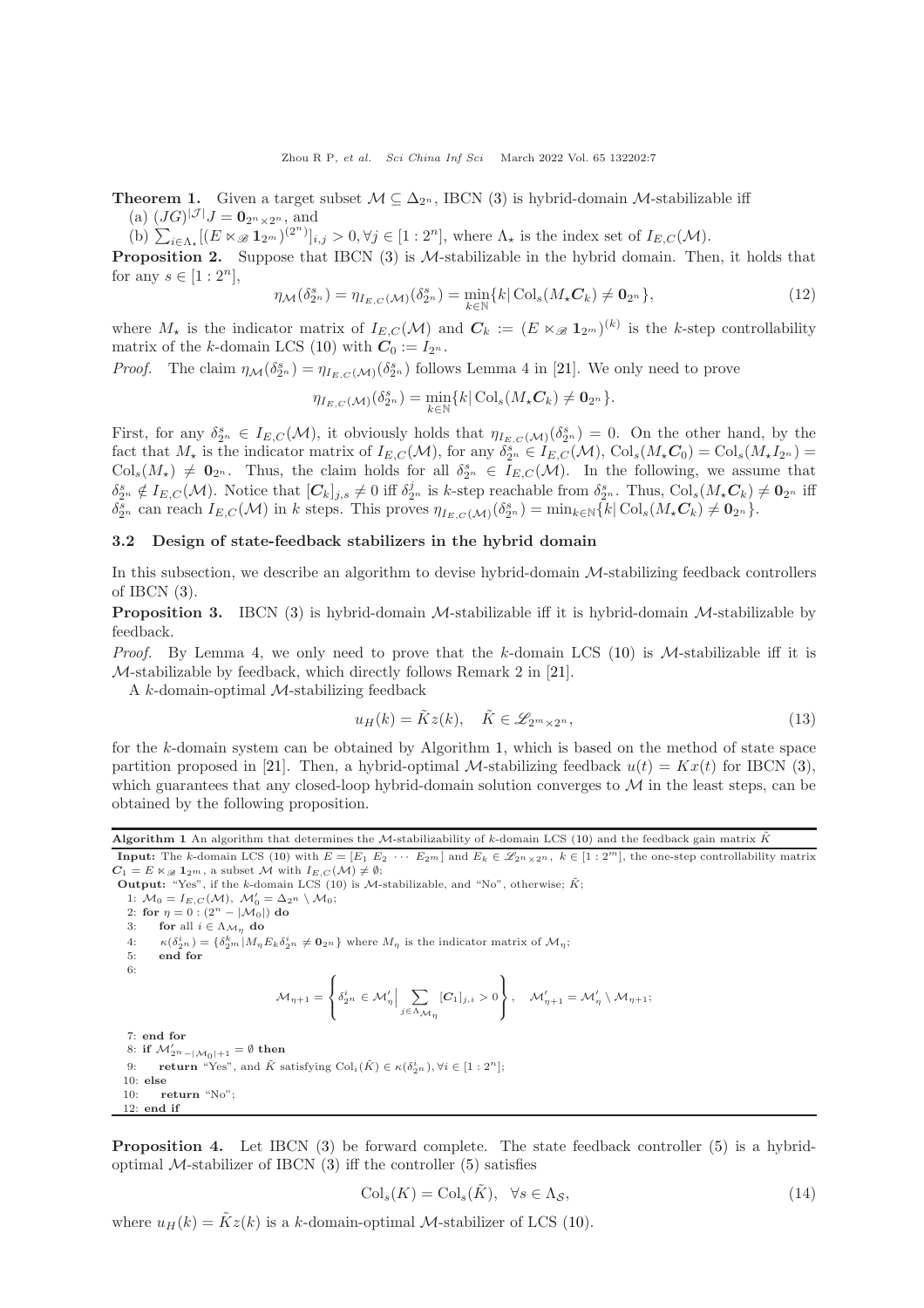**Theorem 1.** Given a target subset $\mathcal{M} \subseteq \Delta_{2^n}$, IBCN (3) is hybrid-domain $\mathcal{M}$-stabilizable iff

(a) $(JG)^{|\mathcal{J}|}J = \mathbf{0}_{2^n \times 2^n}$, and

(b) $\sum_{i\in\Lambda_\star}[(E \ltimes_{\mathscr{B}} \mathbf{1}_{2^m})^{(2^n)}]_{i,j} > 0, \forall j \in [1 : 2^n]$, where $\Lambda_\star$ is the index set of $I_{E,C}(\mathcal{M})$.

**Proposition 2.** Suppose that IBCN (3) is $\mathcal{M}$-stabilizable in the hybrid domain. Then, it holds that for any $s \in [1 : 2^n]$,

$$\eta_{\mathcal{M}}(\delta^s_{2^n}) = \eta_{I_{E,C}(\mathcal{M})}(\delta^s_{2^n}) = \min_{k\in\mathbb{N}}\{k|\, \mathrm{Col}_s(M_\star \boldsymbol{C}_k) \neq \mathbf{0}_{2^n}\}, \tag{12}$$

where $M_\star$ is the indicator matrix of $I_{E,C}(\mathcal{M})$ and $\boldsymbol{C}_k := (E \ltimes_{\mathscr{B}} \mathbf{1}_{2^m})^{(k)}$ is the $k$-step controllability matrix of the $k$-domain LCS (10) with $\boldsymbol{C}_0 := I_{2^n}$.

*Proof.* The claim $\eta_{\mathcal{M}}(\delta^s_{2^n}) = \eta_{I_{E,C}(\mathcal{M})}(\delta^s_{2^n})$ follows Lemma 4 in [21]. We only need to prove

$$\eta_{I_{E,C}(\mathcal{M})}(\delta^s_{2^n}) = \min_{k\in\mathbb{N}}\{k|\, \mathrm{Col}_s(M_\star \boldsymbol{C}_k) \neq \mathbf{0}_{2^n}\}.$$

First, for any $\delta^s_{2^n} \in I_{E,C}(\mathcal{M})$, it obviously holds that $\eta_{I_{E,C}(\mathcal{M})}(\delta^s_{2^n}) = 0$. On the other hand, by the fact that $M_\star$ is the indicator matrix of $I_{E,C}(\mathcal{M})$, for any $\delta^s_{2^n} \in I_{E,C}(\mathcal{M})$, $\mathrm{Col}_s(M_\star \boldsymbol{C}_0) = \mathrm{Col}_s(M_\star I_{2^n}) = \mathrm{Col}_s(M_\star) \neq \mathbf{0}_{2^n}$. Thus, the claim holds for all $\delta^s_{2^n} \in I_{E,C}(\mathcal{M})$. In the following, we assume that $\delta^s_{2^n} \notin I_{E,C}(\mathcal{M})$. Notice that $[\boldsymbol{C}_k]_{j,s} \neq 0$ iff $\delta^j_{2^n}$ is $k$-step reachable from $\delta^s_{2^n}$. Thus, $\mathrm{Col}_s(M_\star \boldsymbol{C}_k) \neq \mathbf{0}_{2^n}$ iff $\delta^s_{2^n}$ can reach $I_{E,C}(\mathcal{M})$ in $k$ steps. This proves $\eta_{I_{E,C}(\mathcal{M})}(\delta^s_{2^n}) = \min_{k\in\mathbb{N}}\{k|\, \mathrm{Col}_s(M_\star \boldsymbol{C}_k) \neq \mathbf{0}_{2^n}\}$.

### 3.2 Design of state-feedback stabilizers in the hybrid domain

In this subsection, we describe an algorithm to devise hybrid-domain $\mathcal{M}$-stabilizing feedback controllers of IBCN (3).

**Proposition 3.** IBCN (3) is hybrid-domain $\mathcal{M}$-stabilizable iff it is hybrid-domain $\mathcal{M}$-stabilizable by feedback.

*Proof.* By Lemma 4, we only need to prove that the $k$-domain LCS (10) is $\mathcal{M}$-stabilizable iff it is $\mathcal{M}$-stabilizable by feedback, which directly follows Remark 2 in [21].

A $k$-domain-optimal $\mathcal{M}$-stabilizing feedback

$$u_H(k) = \tilde{K}z(k), \quad \tilde{K} \in \mathscr{L}_{2^m\times 2^n}, \tag{13}$$

for the $k$-domain system can be obtained by Algorithm 1, which is based on the method of state space partition proposed in [21]. Then, a hybrid-optimal $\mathcal{M}$-stabilizing feedback $u(t) = Kx(t)$ for IBCN (3), which guarantees that any closed-loop hybrid-domain solution converges to $\mathcal{M}$ in the least steps, can be obtained by the following proposition.

**Algorithm 1** An algorithm that determines the $\mathcal{M}$-stabilizability of $k$-domain LCS (10) and the feedback gain matrix $\tilde{K}$

**Input:** The $k$-domain LCS (10) with $E = [E_1\ E_2\ \cdots\ E_{2^m}]$ and $E_k \in \mathscr{L}_{2^n\times 2^n}$, $k \in [1 : 2^m]$, the one-step controllability matrix $\boldsymbol{C}_1 = E \ltimes_{\mathscr{B}} \mathbf{1}_{2^m}$, a subset $\mathcal{M}$ with $I_{E,C}(\mathcal{M}) \neq \emptyset$;

**Output:** "Yes", if the $k$-domain LCS (10) is $\mathcal{M}$-stabilizable, and "No", otherwise; $\tilde{K}$;

1: $\mathcal{M}_0 = I_{E,C}(\mathcal{M})$, $\mathcal{M}'_0 = \Delta_{2^n} \setminus \mathcal{M}_0$;

2: **for** $\eta = 0 : (2^n - |\mathcal{M}_0|)$ **do**

3: &nbsp;&nbsp;&nbsp;&nbsp;**for** all $i \in \Lambda_{\mathcal{M}_\eta}$ **do**

4: &nbsp;&nbsp;&nbsp;&nbsp;&nbsp;&nbsp;&nbsp;&nbsp;$\kappa(\delta^i_{2^n}) = \{\delta^k_{2^m} | M_\eta E_k \delta^i_{2^n} \neq \mathbf{0}_{2^n}\}$ where $M_\eta$ is the indicator matrix of $\mathcal{M}_\eta$;

5: &nbsp;&nbsp;&nbsp;&nbsp;**end for**

6:
$$\mathcal{M}_{\eta+1} = \left\{\delta^i_{2^n} \in \mathcal{M}'_\eta \Big| \sum_{j\in\Lambda_{\mathcal{M}_\eta}} [\boldsymbol{C}_1]_{j,i} > 0\right\}, \quad \mathcal{M}'_{\eta+1} = \mathcal{M}'_\eta \setminus \mathcal{M}_{\eta+1};$$

7: **end for**

8: **if** $\mathcal{M}'_{2^n-|\mathcal{M}_0|+1} = \emptyset$ **then**

9: &nbsp;&nbsp;&nbsp;&nbsp;**return** "Yes", and $\tilde{K}$ satisfying $\mathrm{Col}_i(\tilde{K}) \in \kappa(\delta^i_{2^n}), \forall i \in [1 : 2^n]$;

10: **else**

10: &nbsp;&nbsp;&nbsp;&nbsp;**return** "No";

12: **end if**

**Proposition 4.** Let IBCN (3) be forward complete. The state feedback controller (5) is a hybrid-optimal $\mathcal{M}$-stabilizer of IBCN (3) iff the controller (5) satisfies

$$\mathrm{Col}_s(K) = \mathrm{Col}_s(\tilde{K}), \quad \forall s \in \Lambda_{\mathcal{S}}, \tag{14}$$

where $u_H(k) = \tilde{K}z(k)$ is a $k$-domain-optimal $\mathcal{M}$-stabilizer of LCS (10).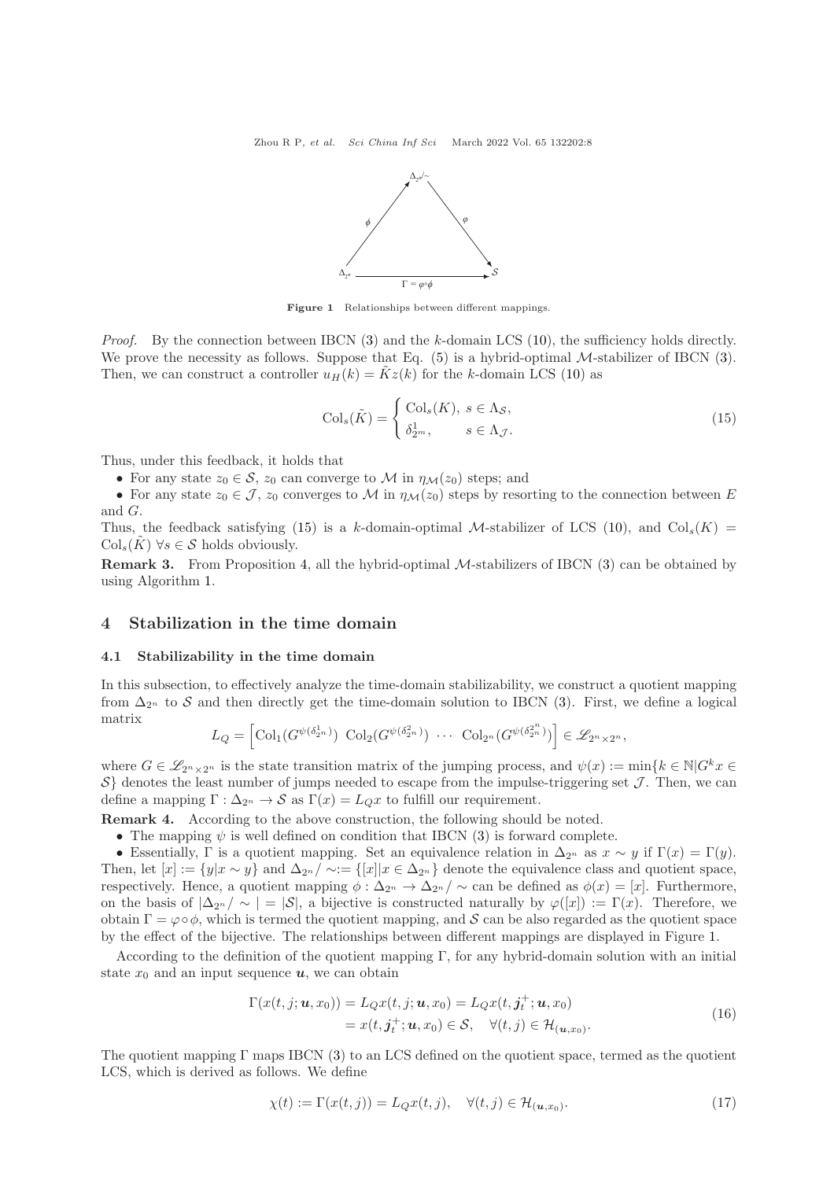**Figure 1** Relationships between different mappings.

*Proof.* By the connection between IBCN (3) and the $k$-domain LCS (10), the sufficiency holds directly. We prove the necessity as follows. Suppose that Eq. (5) is a hybrid-optimal $\mathcal{M}$-stabilizer of IBCN (3). Then, we can construct a controller $u_H(k) = \tilde{K}z(k)$ for the $k$-domain LCS (10) as

$$\mathrm{Col}_s(\tilde{K}) = \begin{cases} \mathrm{Col}_s(K), & s \in \Lambda_{\mathcal{S}}, \\ \delta_{2^m}^1, & s \in \Lambda_{\mathcal{J}}. \end{cases} \tag{15}$$

Thus, under this feedback, it holds that

- For any state $z_0 \in \mathcal{S}$, $z_0$ can converge to $\mathcal{M}$ in $\eta_{\mathcal{M}}(z_0)$ steps; and
- For any state $z_0 \in \mathcal{J}$, $z_0$ converges to $\mathcal{M}$ in $\eta_{\mathcal{M}}(z_0)$ steps by resorting to the connection between $E$ and $G$.

Thus, the feedback satisfying (15) is a $k$-domain-optimal $\mathcal{M}$-stabilizer of LCS (10), and $\mathrm{Col}_s(K) = \mathrm{Col}_s(\tilde{K})$ $\forall s \in \mathcal{S}$ holds obviously.

**Remark 3.** From Proposition 4, all the hybrid-optimal $\mathcal{M}$-stabilizers of IBCN (3) can be obtained by using Algorithm 1.

## 4 Stabilization in the time domain

### 4.1 Stabilizability in the time domain

In this subsection, to effectively analyze the time-domain stabilizability, we construct a quotient mapping from $\Delta_{2^n}$ to $\mathcal{S}$ and then directly get the time-domain solution to IBCN (3). First, we define a logical matrix

$$L_Q = \left[\mathrm{Col}_1(G^{\psi(\delta_{2^n}^1)}) \ \mathrm{Col}_2(G^{\psi(\delta_{2^n}^2)}) \ \cdots \ \mathrm{Col}_{2^n}(G^{\psi(\delta_{2^n}^{2^n})})\right] \in \mathscr{L}_{2^n \times 2^n},$$

where $G \in \mathscr{L}_{2^n \times 2^n}$ is the state transition matrix of the jumping process, and $\psi(x) := \min\{k \in \mathbb{N} | G^k x \in \mathcal{S}\}$ denotes the least number of jumps needed to escape from the impulse-triggering set $\mathcal{J}$. Then, we can define a mapping $\Gamma : \Delta_{2^n} \to \mathcal{S}$ as $\Gamma(x) = L_Q x$ to fulfill our requirement.

**Remark 4.** According to the above construction, the following should be noted.

- The mapping $\psi$ is well defined on condition that IBCN (3) is forward complete.
- Essentially, $\Gamma$ is a quotient mapping. Set an equivalence relation in $\Delta_{2^n}$ as $x \sim y$ if $\Gamma(x) = \Gamma(y)$. Then, let $[x] := \{y | x \sim y\}$ and $\Delta_{2^n}/\sim := \{[x] | x \in \Delta_{2^n}\}$ denote the equivalence class and quotient space, respectively. Hence, a quotient mapping $\phi : \Delta_{2^n} \to \Delta_{2^n}/\sim$ can be defined as $\phi(x) = [x]$. Furthermore, on the basis of $|\Delta_{2^n}/\sim| = |\mathcal{S}|$, a bijective is constructed naturally by $\varphi([x]) := \Gamma(x)$. Therefore, we obtain $\Gamma = \varphi \circ \phi$, which is termed the quotient mapping, and $\mathcal{S}$ can be also regarded as the quotient space by the effect of the bijective. The relationships between different mappings are displayed in Figure 1.

According to the definition of the quotient mapping $\Gamma$, for any hybrid-domain solution with an initial state $x_0$ and an input sequence $\boldsymbol{u}$, we can obtain

$$\begin{aligned} \Gamma(x(t, j; \boldsymbol{u}, x_0)) &= L_Q x(t, j; \boldsymbol{u}, x_0) = L_Q x(t, \boldsymbol{j}_t^+; \boldsymbol{u}, x_0) \\ &= x(t, \boldsymbol{j}_t^+; \boldsymbol{u}, x_0) \in \mathcal{S}, \quad \forall (t, j) \in \mathcal{H}_{(\boldsymbol{u}, x_0)}. \end{aligned} \tag{16}$$

The quotient mapping $\Gamma$ maps IBCN (3) to an LCS defined on the quotient space, termed as the quotient LCS, which is derived as follows. We define

$$\chi(t) := \Gamma(x(t, j)) = L_Q x(t, j), \quad \forall (t, j) \in \mathcal{H}_{(\boldsymbol{u}, x_0)}. \tag{17}$$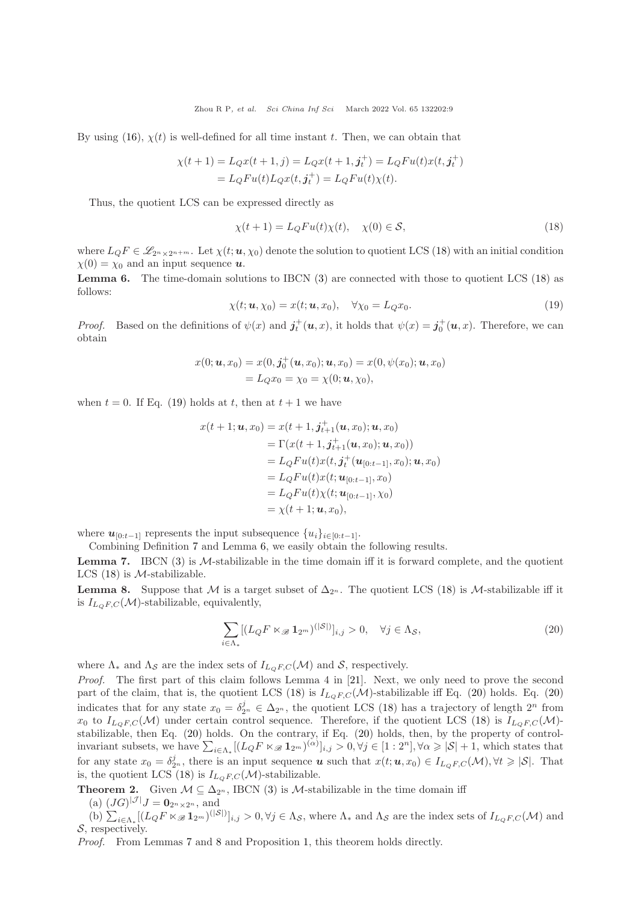By using (16), $\chi(t)$ is well-defined for all time instant $t$. Then, we can obtain that

$$
\begin{aligned}
\chi(t+1) &= L_Q x(t+1, j) = L_Q x(t+1, \boldsymbol{j}_t^+) = L_Q F u(t) x(t, \boldsymbol{j}_t^+) \\
&= L_Q F u(t) L_Q x(t, \boldsymbol{j}_t^+) = L_Q F u(t) \chi(t).
\end{aligned}
$$

Thus, the quotient LCS can be expressed directly as

$$
\chi(t+1) = L_Q F u(t) \chi(t), \quad \chi(0) \in \mathcal{S}, \tag{18}
$$

where $L_Q F \in \mathscr{L}_{2^n \times 2^{n+m}}$. Let $\chi(t; \boldsymbol{u}, \chi_0)$ denote the solution to quotient LCS (18) with an initial condition $\chi(0) = \chi_0$ and an input sequence $\boldsymbol{u}$.

**Lemma 6.** The time-domain solutions to IBCN (3) are connected with those to quotient LCS (18) as follows:

$$
\chi(t; \boldsymbol{u}, \chi_0) = x(t; \boldsymbol{u}, x_0), \quad \forall \chi_0 = L_Q x_0. \tag{19}
$$

*Proof.* Based on the definitions of $\psi(x)$ and $\boldsymbol{j}_t^+(\boldsymbol{u}, x)$, it holds that $\psi(x) = \boldsymbol{j}_0^+(\boldsymbol{u}, x)$. Therefore, we can obtain

$$
\begin{aligned}
x(0; \boldsymbol{u}, x_0) &= x(0, \boldsymbol{j}_0^+(\boldsymbol{u}, x_0); \boldsymbol{u}, x_0) = x(0, \psi(x_0); \boldsymbol{u}, x_0) \\
&= L_Q x_0 = \chi_0 = \chi(0; \boldsymbol{u}, \chi_0),
\end{aligned}
$$

when $t = 0$. If Eq. (19) holds at $t$, then at $t+1$ we have

$$
\begin{aligned}
x(t+1; \boldsymbol{u}, x_0) &= x(t+1, \boldsymbol{j}_{t+1}^+(\boldsymbol{u}, x_0); \boldsymbol{u}, x_0) \\
&= \Gamma(x(t+1, \boldsymbol{j}_{t+1}^+(\boldsymbol{u}, x_0); \boldsymbol{u}, x_0)) \\
&= L_Q F u(t) x(t, \boldsymbol{j}_t^+(\boldsymbol{u}_{[0:t-1]}, x_0); \boldsymbol{u}, x_0) \\
&= L_Q F u(t) x(t; \boldsymbol{u}_{[0:t-1]}, x_0) \\
&= L_Q F u(t) \chi(t; \boldsymbol{u}_{[0:t-1]}, \chi_0) \\
&= \chi(t+1; \boldsymbol{u}, x_0),
\end{aligned}
$$

where $\boldsymbol{u}_{[0:t-1]}$ represents the input subsequence $\{u_i\}_{i \in [0:t-1]}$.

Combining Definition 7 and Lemma 6, we easily obtain the following results.

**Lemma 7.** IBCN (3) is $\mathcal{M}$-stabilizable in the time domain iff it is forward complete, and the quotient LCS (18) is $\mathcal{M}$-stabilizable.

**Lemma 8.** Suppose that $\mathcal{M}$ is a target subset of $\Delta_{2^n}$. The quotient LCS (18) is $\mathcal{M}$-stabilizable iff it is $I_{L_Q F, C}(\mathcal{M})$-stabilizable, equivalently,

$$
\sum_{i \in \Lambda_*} [(L_Q F \ltimes_{\mathscr{B}} \mathbf{1}_{2^m})^{(|\mathcal{S}|)}]_{i,j} > 0, \quad \forall j \in \Lambda_{\mathcal{S}}, \tag{20}
$$

where $\Lambda_*$ and $\Lambda_{\mathcal{S}}$ are the index sets of $I_{L_Q F, C}(\mathcal{M})$ and $\mathcal{S}$, respectively.

*Proof.* The first part of this claim follows Lemma 4 in [21]. Next, we only need to prove the second part of the claim, that is, the quotient LCS (18) is $I_{L_Q F, C}(\mathcal{M})$-stabilizable iff Eq. (20) holds. Eq. (20) indicates that for any state $x_0 = \delta_{2^n}^j \in \Delta_{2^n}$, the quotient LCS (18) has a trajectory of length $2^n$ from $x_0$ to $I_{L_Q F, C}(\mathcal{M})$ under certain control sequence. Therefore, if the quotient LCS (18) is $I_{L_Q F, C}(\mathcal{M})$-stabilizable, then Eq. (20) holds. On the contrary, if Eq. (20) holds, then, by the property of control-invariant subsets, we have $\sum_{i \in \Lambda_*} [(L_Q F \ltimes_{\mathscr{B}} \mathbf{1}_{2^m})^{(\alpha)}]_{i,j} > 0, \forall j \in [1 : 2^n], \forall \alpha \geqslant |\mathcal{S}| + 1$, which states that for any state $x_0 = \delta_{2^n}^j$, there is an input sequence $\boldsymbol{u}$ such that $x(t; \boldsymbol{u}, x_0) \in I_{L_Q F, C}(\mathcal{M}), \forall t \geqslant |\mathcal{S}|$. That is, the quotient LCS (18) is $I_{L_Q F, C}(\mathcal{M})$-stabilizable.

**Theorem 2.** Given $\mathcal{M} \subseteq \Delta_{2^n}$, IBCN (3) is $\mathcal{M}$-stabilizable in the time domain iff

(a) $(JG)^{|\mathcal{J}|} J = \mathbf{0}_{2^n \times 2^n}$, and

(b) $\sum_{i \in \Lambda_*} [(L_Q F \ltimes_{\mathscr{B}} \mathbf{1}_{2^m})^{(|\mathcal{S}|)}]_{i,j} > 0, \forall j \in \Lambda_{\mathcal{S}}$, where $\Lambda_*$ and $\Lambda_{\mathcal{S}}$ are the index sets of $I_{L_Q F, C}(\mathcal{M})$ and $\mathcal{S}$, respectively.

*Proof.* From Lemmas 7 and 8 and Proposition 1, this theorem holds directly.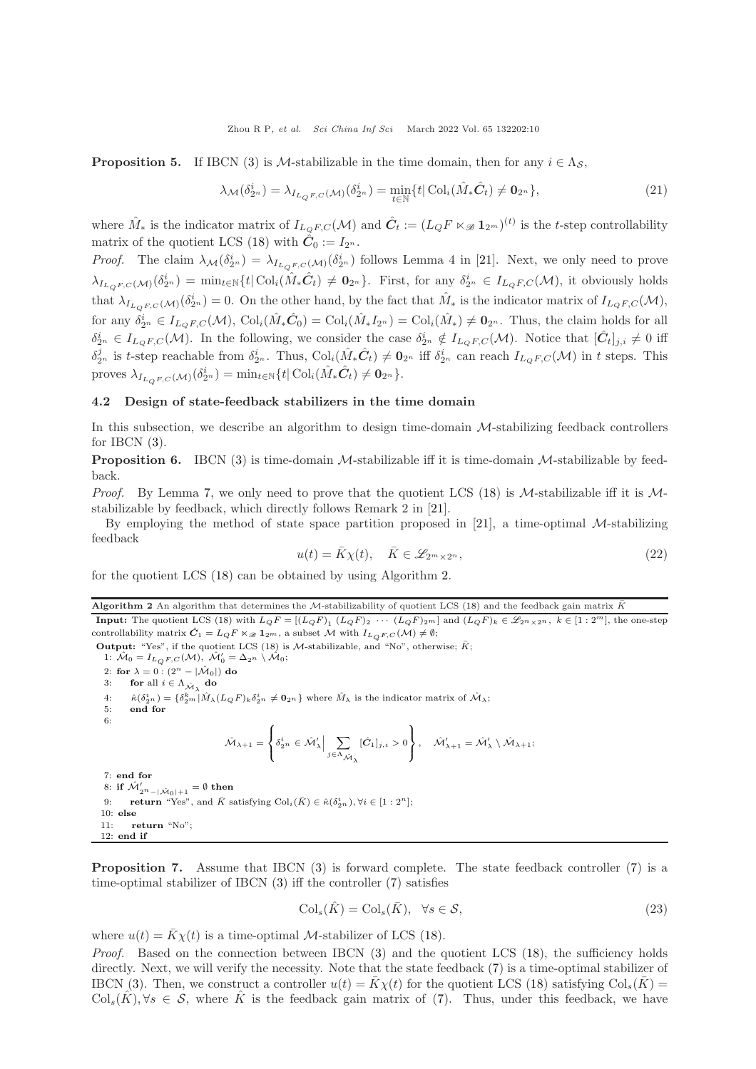**Proposition 5.** If IBCN (3) is $\mathcal{M}$-stabilizable in the time domain, then for any $i \in \Lambda_{\mathcal{S}}$,

$$\lambda_{\mathcal{M}}(\delta_{2^n}^i) = \lambda_{I_{L_QF,C}(\mathcal{M})}(\delta_{2^n}^i) = \min_{t\in\mathbb{N}}\{t|\operatorname{Col}_i(\hat{M}_*\hat{\boldsymbol{C}}_t) \neq \mathbf{0}_{2^n}\}, \tag{21}$$

where $\hat{M}_*$ is the indicator matrix of $I_{L_QF,C}(\mathcal{M})$ and $\hat{\boldsymbol{C}}_t := (L_QF \ltimes_{\mathscr{B}} \mathbf{1}_{2^m})^{(t)}$ is the $t$-step controllability matrix of the quotient LCS (18) with $\hat{\boldsymbol{C}}_0 := I_{2^n}$.

*Proof.* The claim $\lambda_{\mathcal{M}}(\delta_{2^n}^i) = \lambda_{I_{L_QF,C}(\mathcal{M})}(\delta_{2^n}^i)$ follows Lemma 4 in [21]. Next, we only need to prove $\lambda_{I_{L_QF,C}(\mathcal{M})}(\delta_{2^n}^i) = \min_{t\in\mathbb{N}}\{t|\operatorname{Col}_i(\hat{M}_*\hat{\boldsymbol{C}}_t) \neq \mathbf{0}_{2^n}\}$. First, for any $\delta_{2^n}^i \in I_{L_QF,C}(\mathcal{M})$, it obviously holds that $\lambda_{I_{L_QF,C}(\mathcal{M})}(\delta_{2^n}^i) = 0$. On the other hand, by the fact that $\hat{M}_*$ is the indicator matrix of $I_{L_QF,C}(\mathcal{M})$, for any $\delta_{2^n}^i \in I_{L_QF,C}(\mathcal{M})$, $\operatorname{Col}_i(\hat{M}_*\hat{\boldsymbol{C}}_0) = \operatorname{Col}_i(\hat{M}_*I_{2^n}) = \operatorname{Col}_i(\hat{M}_*) \neq \mathbf{0}_{2^n}$. Thus, the claim holds for all $\delta_{2^n}^i \in I_{L_QF,C}(\mathcal{M})$. In the following, we consider the case $\delta_{2^n}^i \notin I_{L_QF,C}(\mathcal{M})$. Notice that $[\hat{\boldsymbol{C}}_t]_{j,i} \neq 0$ iff $\delta_{2^n}^j$ is $t$-step reachable from $\delta_{2^n}^i$. Thus, $\operatorname{Col}_i(\hat{M}_*\hat{\boldsymbol{C}}_t) \neq \mathbf{0}_{2^n}$ iff $\delta_{2^n}^i$ can reach $I_{L_QF,C}(\mathcal{M})$ in $t$ steps. This proves $\lambda_{I_{L_QF,C}(\mathcal{M})}(\delta_{2^n}^i) = \min_{t\in\mathbb{N}}\{t|\operatorname{Col}_i(\hat{M}_*\hat{\boldsymbol{C}}_t) \neq \mathbf{0}_{2^n}\}$.

### 4.2 Design of state-feedback stabilizers in the time domain

In this subsection, we describe an algorithm to design time-domain $\mathcal{M}$-stabilizing feedback controllers for IBCN (3).

**Proposition 6.** IBCN (3) is time-domain $\mathcal{M}$-stabilizable iff it is time-domain $\mathcal{M}$-stabilizable by feedback.

*Proof.* By Lemma 7, we only need to prove that the quotient LCS (18) is $\mathcal{M}$-stabilizable iff it is $\mathcal{M}$-stabilizable by feedback, which directly follows Remark 2 in [21].

By employing the method of state space partition proposed in [21], a time-optimal $\mathcal{M}$-stabilizing feedback

$$u(t) = \bar{K}\chi(t), \quad \bar{K} \in \mathscr{L}_{2^m\times 2^n}, \tag{22}$$

for the quotient LCS (18) can be obtained by using Algorithm 2.

**Algorithm 2** An algorithm that determines the $\mathcal{M}$-stabilizability of quotient LCS (18) and the feedback gain matrix $\bar{K}$

**Input:** The quotient LCS (18) with $L_QF = [(L_QF)_1 \ (L_QF)_2 \ \cdots \ (L_QF)_{2^m}]$ and $(L_QF)_k \in \mathscr{L}_{2^n\times 2^n}$, $k \in [1:2^m]$, the one-step controllability matrix $\hat{\boldsymbol{C}}_1 = L_QF \ltimes_{\mathscr{B}} \mathbf{1}_{2^m}$, a subset $\mathcal{M}$ with $I_{L_QF,C}(\mathcal{M}) \neq \emptyset$;

**Output:** "Yes", if the quotient LCS (18) is $\mathcal{M}$-stabilizable, and "No", otherwise; $\bar{K}$;

1: $\hat{\mathcal{M}}_0 = I_{L_QF,C}(\mathcal{M})$, $\hat{\mathcal{M}}_0' = \Delta_{2^n} \setminus \hat{\mathcal{M}}_0$;
2: **for** $\lambda = 0 : (2^n - |\hat{\mathcal{M}}_0|)$ **do**
3: **for** all $i \in \Lambda_{\hat{\mathcal{M}}_\lambda}$ **do**
4: $\hat{\kappa}(\delta_{2^n}^i) = \{\delta_{2^m}^k | \hat{M}_\lambda (L_QF)_k \delta_{2^n}^i \neq \mathbf{0}_{2^n}\}$ where $\hat{M}_\lambda$ is the indicator matrix of $\hat{\mathcal{M}}_\lambda$;
5: **end for**
6:

$$\hat{\mathcal{M}}_{\lambda+1} = \left\{\delta_{2^n}^i \in \hat{\mathcal{M}}_\lambda' \Big| \sum_{j\in\Lambda_{\hat{\mathcal{M}}_\lambda}} [\hat{\boldsymbol{C}}_1]_{j,i} > 0\right\}, \quad \hat{\mathcal{M}}_{\lambda+1}' = \hat{\mathcal{M}}_\lambda' \setminus \hat{\mathcal{M}}_{\lambda+1};$$

7: **end for**
8: **if** $\hat{\mathcal{M}}_{2^n-|\hat{\mathcal{M}}_0|+1}' = \emptyset$ **then**
9: **return** "Yes", and $\bar{K}$ satisfying $\operatorname{Col}_i(\bar{K}) \in \hat{\kappa}(\delta_{2^n}^i), \forall i \in [1:2^n]$;
10: **else**
11: **return** "No";
12: **end if**

**Proposition 7.** Assume that IBCN (3) is forward complete. The state feedback controller (7) is a time-optimal stabilizer of IBCN (3) iff the controller (7) satisfies

$$\operatorname{Col}_s(\hat{K}) = \operatorname{Col}_s(\bar{K}), \quad \forall s \in \mathcal{S}, \tag{23}$$

where $u(t) = \bar{K}\chi(t)$ is a time-optimal $\mathcal{M}$-stabilizer of LCS (18).

*Proof.* Based on the connection between IBCN (3) and the quotient LCS (18), the sufficiency holds directly. Next, we will verify the necessity. Note that the state feedback (7) is a time-optimal stabilizer of IBCN (3). Then, we construct a controller $u(t) = \bar{K}\chi(t)$ for the quotient LCS (18) satisfying $\operatorname{Col}_s(\bar{K}) = \operatorname{Col}_s(\hat{K}), \forall s \in \mathcal{S}$, where $\hat{K}$ is the feedback gain matrix of (7). Thus, under this feedback, we have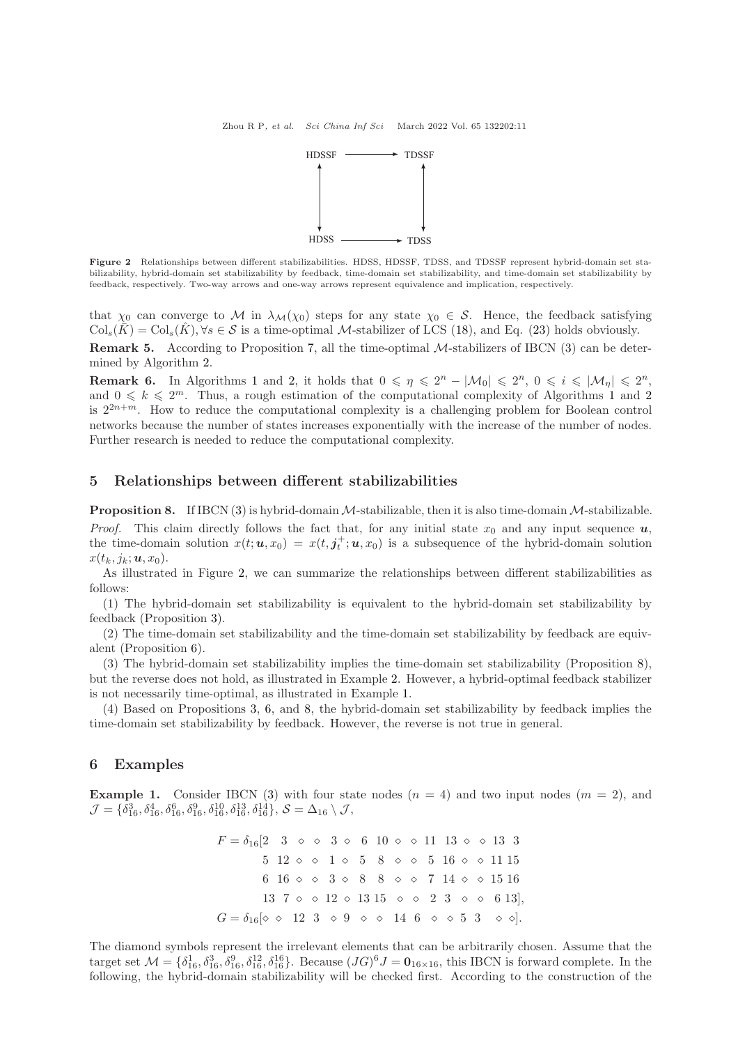HDSSF ⟶ TDSSF

↕ ↕

HDSS ⟶ TDSS

**Figure 2** Relationships between different stabilizabilities. HDSS, HDSSF, TDSS, and TDSSF represent hybrid-domain set stabilizability, hybrid-domain set stabilizability by feedback, time-domain set stabilizability, and time-domain set stabilizability by feedback, respectively. Two-way arrows and one-way arrows represent equivalence and implication, respectively.

that $\chi_0$ can converge to $\mathcal{M}$ in $\lambda_{\mathcal{M}}(\chi_0)$ steps for any state $\chi_0 \in \mathcal{S}$. Hence, the feedback satisfying $\mathrm{Col}_s(\bar{K}) = \mathrm{Col}_s(\hat{K}), \forall s \in \mathcal{S}$ is a time-optimal $\mathcal{M}$-stabilizer of LCS (18), and Eq. (23) holds obviously.

**Remark 5.** According to Proposition 7, all the time-optimal $\mathcal{M}$-stabilizers of IBCN (3) can be determined by Algorithm 2.

**Remark 6.** In Algorithms 1 and 2, it holds that $0 \leqslant \eta \leqslant 2^n - |\mathcal{M}_0| \leqslant 2^n$, $0 \leqslant i \leqslant |\mathcal{M}_\eta| \leqslant 2^n$, and $0 \leqslant k \leqslant 2^m$. Thus, a rough estimation of the computational complexity of Algorithms 1 and 2 is $2^{2n+m}$. How to reduce the computational complexity is a challenging problem for Boolean control networks because the number of states increases exponentially with the increase of the number of nodes. Further research is needed to reduce the computational complexity.

## 5 Relationships between different stabilizabilities

**Proposition 8.** If IBCN (3) is hybrid-domain $\mathcal{M}$-stabilizable, then it is also time-domain $\mathcal{M}$-stabilizable.

*Proof.* This claim directly follows the fact that, for any initial state $x_0$ and any input sequence $\boldsymbol{u}$, the time-domain solution $x(t;\boldsymbol{u},x_0) = x(t,\boldsymbol{j}_t^+;\boldsymbol{u},x_0)$ is a subsequence of the hybrid-domain solution $x(t_k,j_k;\boldsymbol{u},x_0)$.

As illustrated in Figure 2, we can summarize the relationships between different stabilizabilities as follows:

(1) The hybrid-domain set stabilizability is equivalent to the hybrid-domain set stabilizability by feedback (Proposition 3).

(2) The time-domain set stabilizability and the time-domain set stabilizability by feedback are equivalent (Proposition 6).

(3) The hybrid-domain set stabilizability implies the time-domain set stabilizability (Proposition 8), but the reverse does not hold, as illustrated in Example 2. However, a hybrid-optimal feedback stabilizer is not necessarily time-optimal, as illustrated in Example 1.

(4) Based on Propositions 3, 6, and 8, the hybrid-domain set stabilizability by feedback implies the time-domain set stabilizability by feedback. However, the reverse is not true in general.

## 6 Examples

**Example 1.** Consider IBCN (3) with four state nodes ($n = 4$) and two input nodes ($m = 2$), and $\mathcal{J} = \{\delta_{16}^3, \delta_{16}^4, \delta_{16}^6, \delta_{16}^9, \delta_{16}^{10}, \delta_{16}^{13}, \delta_{16}^{14}\}$, $\mathcal{S} = \Delta_{16} \setminus \mathcal{J}$,

$$
\begin{aligned}
F = \delta_{16}[&2\ \ 3\ \ \diamond\ \ \diamond\ \ 3\ \ \diamond\ \ 6\ \ 10\ \ \diamond\ \ \diamond\ \ 11\ \ 13\ \ \diamond\ \ \diamond\ \ 13\ \ 3\\
&5\ \ 12\ \ \diamond\ \ \diamond\ \ 1\ \ \diamond\ \ 5\ \ 8\ \ \diamond\ \ \diamond\ \ 5\ \ 16\ \ \diamond\ \ \diamond\ \ 11\ \ 15\\
&6\ \ 16\ \ \diamond\ \ \diamond\ \ 3\ \ \diamond\ \ 8\ \ 8\ \ \diamond\ \ \diamond\ \ 7\ \ 14\ \ \diamond\ \ \diamond\ \ 15\ \ 16\\
&13\ \ 7\ \ \diamond\ \ \diamond\ \ 12\ \ \diamond\ \ 13\ \ 15\ \ \diamond\ \ \diamond\ \ 2\ \ 3\ \ \diamond\ \ \diamond\ \ 6\ \ 13],\\
G = \delta_{16}[&\diamond\ \ \diamond\ \ 12\ \ 3\ \ \diamond\ \ 9\ \ \diamond\ \ \diamond\ \ 14\ \ 6\ \ \diamond\ \ \diamond\ \ 5\ \ 3\ \ \diamond\ \ \diamond].
\end{aligned}
$$

The diamond symbols represent the irrelevant elements that can be arbitrarily chosen. Assume that the target set $\mathcal{M} = \{\delta_{16}^1, \delta_{16}^3, \delta_{16}^9, \delta_{16}^{12}, \delta_{16}^{16}\}$. Because $(JG)^6 J = \mathbf{0}_{16\times 16}$, this IBCN is forward complete. In the following, the hybrid-domain stabilizability will be checked first. According to the construction of the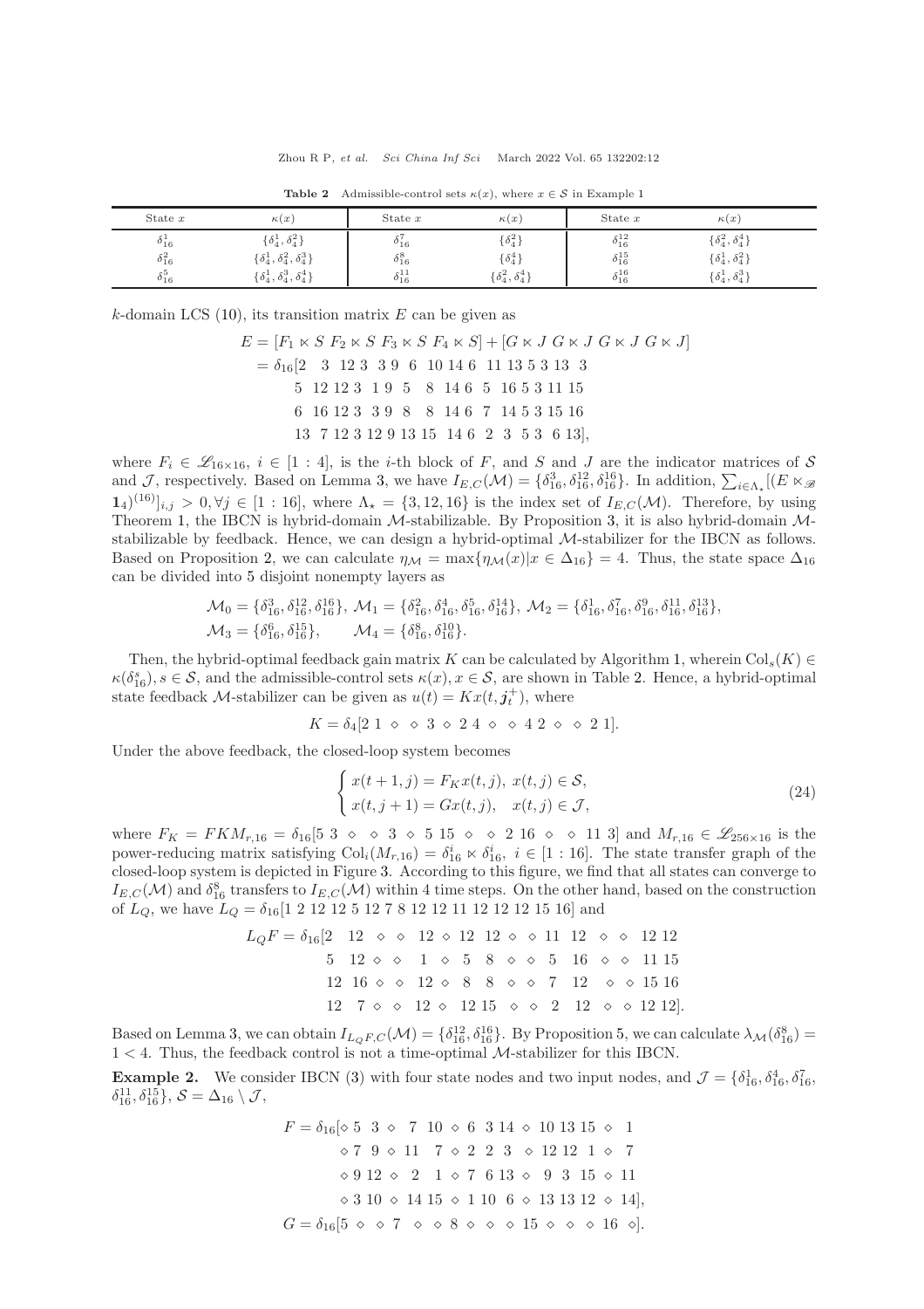**Table 2** Admissible-control sets $\kappa(x)$, where $x \in \mathcal{S}$ in Example 1

| State $x$ | $\kappa(x)$ | State $x$ | $\kappa(x)$ | State $x$ | $\kappa(x)$ |
|---|---|---|---|---|---|
| $\delta_{16}^1$ | $\{\delta_4^1, \delta_4^2\}$ | $\delta_{16}^7$ | $\{\delta_4^2\}$ | $\delta_{16}^{12}$ | $\{\delta_4^2, \delta_4^4\}$ |
| $\delta_{16}^2$ | $\{\delta_4^1, \delta_4^2, \delta_4^3\}$ | $\delta_{16}^8$ | $\{\delta_4^4\}$ | $\delta_{16}^{15}$ | $\{\delta_4^1, \delta_4^2\}$ |
| $\delta_{16}^5$ | $\{\delta_4^1, \delta_4^3, \delta_4^4\}$ | $\delta_{16}^{11}$ | $\{\delta_4^2, \delta_4^4\}$ | $\delta_{16}^{16}$ | $\{\delta_4^1, \delta_4^3\}$ |

$k$-domain LCS (10), its transition matrix $E$ can be given as

$$
\begin{aligned}
E &= [F_1 \ltimes S \ F_2 \ltimes S \ F_3 \ltimes S \ F_4 \ltimes S] + [G \ltimes J \ G \ltimes J \ G \ltimes J \ G \ltimes J] \\
&= \delta_{16}[2 \ \ 3 \ \ 12 \ 3 \ \ 3 \ 9 \ \ 6 \ \ 10 \ 14 \ 6 \ \ 11 \ 13 \ 5 \ 3 \ 13 \ \ 3 \\
&\qquad 5 \ \ 12 \ 12 \ 3 \ \ 1 \ 9 \ \ 5 \ \ \ 8 \ \ 14 \ 6 \ \ 5 \ \ 16 \ 5 \ 3 \ 11 \ 15 \\
&\qquad 6 \ \ 16 \ 12 \ 3 \ \ 3 \ 9 \ \ 8 \ \ \ 8 \ \ 14 \ 6 \ \ 7 \ \ 14 \ 5 \ 3 \ 15 \ 16 \\
&\qquad 13 \ \ 7 \ 12 \ 3 \ 12 \ 9 \ 13 \ 15 \ \ 14 \ 6 \ \ 2 \ \ 3 \ \ 5 \ 3 \ \ 6 \ 13],
\end{aligned}
$$

where $F_i \in \mathscr{L}_{16\times 16}$, $i \in [1:4]$, is the $i$-th block of $F$, and $S$ and $J$ are the indicator matrices of $\mathcal{S}$ and $\mathcal{J}$, respectively. Based on Lemma 3, we have $I_{E,C}(\mathcal{M}) = \{\delta_{16}^3, \delta_{16}^{12}, \delta_{16}^{16}\}$. In addition, $\sum_{i\in\Lambda_\star}[(E \ltimes_{\mathscr{B}} \mathbf{1}_4)^{(16)}]_{i,j} > 0, \forall j \in [1:16]$, where $\Lambda_\star = \{3, 12, 16\}$ is the index set of $I_{E,C}(\mathcal{M})$. Therefore, by using Theorem 1, the IBCN is hybrid-domain $\mathcal{M}$-stabilizable. By Proposition 3, it is also hybrid-domain $\mathcal{M}$-stabilizable by feedback. Hence, we can design a hybrid-optimal $\mathcal{M}$-stabilizer for the IBCN as follows. Based on Proposition 2, we can calculate $\eta_\mathcal{M} = \max\{\eta_\mathcal{M}(x)|x \in \Delta_{16}\} = 4$. Thus, the state space $\Delta_{16}$ can be divided into 5 disjoint nonempty layers as

$$
\begin{aligned}
&\mathcal{M}_0 = \{\delta_{16}^3, \delta_{16}^{12}, \delta_{16}^{16}\}, \ \mathcal{M}_1 = \{\delta_{16}^2, \delta_{16}^4, \delta_{16}^5, \delta_{16}^{14}\}, \ \mathcal{M}_2 = \{\delta_{16}^1, \delta_{16}^7, \delta_{16}^9, \delta_{16}^{11}, \delta_{16}^{13}\}, \\
&\mathcal{M}_3 = \{\delta_{16}^6, \delta_{16}^{15}\}, \qquad \mathcal{M}_4 = \{\delta_{16}^8, \delta_{16}^{10}\}.
\end{aligned}
$$

Then, the hybrid-optimal feedback gain matrix $K$ can be calculated by Algorithm 1, wherein $\mathrm{Col}_s(K) \in \kappa(\delta_{16}^s), s \in \mathcal{S}$, and the admissible-control sets $\kappa(x), x \in \mathcal{S}$, are shown in Table 2. Hence, a hybrid-optimal state feedback $\mathcal{M}$-stabilizer can be given as $u(t) = Kx(t, \boldsymbol{j}_t^+)$, where

$$
K = \delta_4[2 \ 1 \ \diamond \ \diamond \ 3 \ \diamond \ 2 \ 4 \ \diamond \ \diamond \ 4 \ 2 \ \diamond \ \diamond \ 2 \ 1].
$$

Under the above feedback, the closed-loop system becomes

$$
\begin{cases} x(t+1, j) = F_K x(t, j), \ x(t, j) \in \mathcal{S}, \\ x(t, j+1) = Gx(t, j), \quad x(t, j) \in \mathcal{J}, \end{cases} \tag{24}
$$

where $F_K = FKM_{r,16} = \delta_{16}[5 \ 3 \ \diamond \ \ \diamond \ 3 \ \diamond \ 5 \ 15 \ \diamond \ \ \diamond \ 2 \ 16 \ \diamond \ \ \diamond \ 11 \ 3]$ and $M_{r,16} \in \mathscr{L}_{256\times 16}$ is the power-reducing matrix satisfying $\mathrm{Col}_i(M_{r,16}) = \delta_{16}^i \ltimes \delta_{16}^i$, $i \in [1:16]$. The state transfer graph of the closed-loop system is depicted in Figure 3. According to this figure, we find that all states can converge to $I_{E,C}(\mathcal{M})$ and $\delta_{16}^8$ transfers to $I_{E,C}(\mathcal{M})$ within 4 time steps. On the other hand, based on the construction of $L_Q$, we have $L_Q = \delta_{16}[1 \ 2 \ 12 \ 12 \ 5 \ 12 \ 7 \ 8 \ 12 \ 12 \ 11 \ 12 \ 12 \ 12 \ 15 \ 16]$ and

$$
\begin{aligned}
L_Q F = \delta_{16}[&2 \ \ \ 12 \ \ \diamond \ \ \diamond \ \ \ 12 \ \diamond \ 12 \ \ 12 \ \diamond \ \ \diamond \ 11 \ \ 12 \ \ \diamond \ \ \diamond \ \ \ 12 \ 12 \\
&5 \ \ \ 12 \ \diamond \ \ \diamond \ \ \ \ 1 \ \ \diamond \ \ 5 \ \ \ 8 \ \ \diamond \ \ \diamond \ \ \ 5 \ \ \ 16 \ \ \diamond \ \ \diamond \ \ 11 \ 15 \\
&12 \ \ 16 \ \diamond \ \ \diamond \ \ \ 12 \ \diamond \ \ \ 8 \ \ \ 8 \ \ \diamond \ \ \diamond \ \ \ 7 \ \ \ 12 \ \ \ \diamond \ \ \diamond \ 15 \ 16 \\
&12 \ \ \ 7 \ \diamond \ \ \diamond \ \ \ 12 \ \diamond \ \ 12 \ 15 \ \ \diamond \ \ \diamond \ \ \ 2 \ \ \ 12 \ \ \diamond \ \ \diamond \ 12 \ 12].
\end{aligned}
$$

Based on Lemma 3, we can obtain $I_{L_QF,C}(\mathcal{M}) = \{\delta_{16}^{12}, \delta_{16}^{16}\}$. By Proposition 5, we can calculate $\lambda_\mathcal{M}(\delta_{16}^8) = 1 < 4$. Thus, the feedback control is not a time-optimal $\mathcal{M}$-stabilizer for this IBCN.

**Example 2.** We consider IBCN (3) with four state nodes and two input nodes, and $\mathcal{J} = \{\delta_{16}^1, \delta_{16}^4, \delta_{16}^7, \delta_{16}^{11}, \delta_{16}^{15}\}$, $\mathcal{S} = \Delta_{16} \setminus \mathcal{J}$,

$$
\begin{aligned}
F = \delta_{16}[&\diamond \ 5 \ \ 3 \ \diamond \ \ \ 7 \ \ 10 \ \diamond \ 6 \ \ 3 \ 14 \ \diamond \ 10 \ 13 \ 15 \ \diamond \ \ \ 1 \\
&\diamond \ 7 \ \ 9 \ \diamond \ 11 \ \ \ 7 \ \diamond \ 2 \ \ 2 \ \ 3 \ \ \diamond \ 12 \ 12 \ \ 1 \ \diamond \ \ \ 7 \\
&\diamond \ 9 \ 12 \ \diamond \ \ \ 2 \ \ \ \ 1 \ \diamond \ 7 \ \ 6 \ 13 \ \diamond \ \ \ 9 \ \ \ 3 \ \ 15 \ \diamond \ 11 \\
&\diamond \ 3 \ 10 \ \diamond \ 14 \ 15 \ \diamond \ 1 \ 10 \ \ 6 \ \ \diamond \ 13 \ 13 \ 12 \ \diamond \ 14], \\
G = \delta_{16}[&5 \ \diamond \ \ \diamond \ 7 \ \ \diamond \ \ \diamond \ 8 \ \diamond \ \ \diamond \ \ \diamond \ 15 \ \diamond \ \ \diamond \ \ \diamond \ 16 \ \ \diamond].
\end{aligned}
$$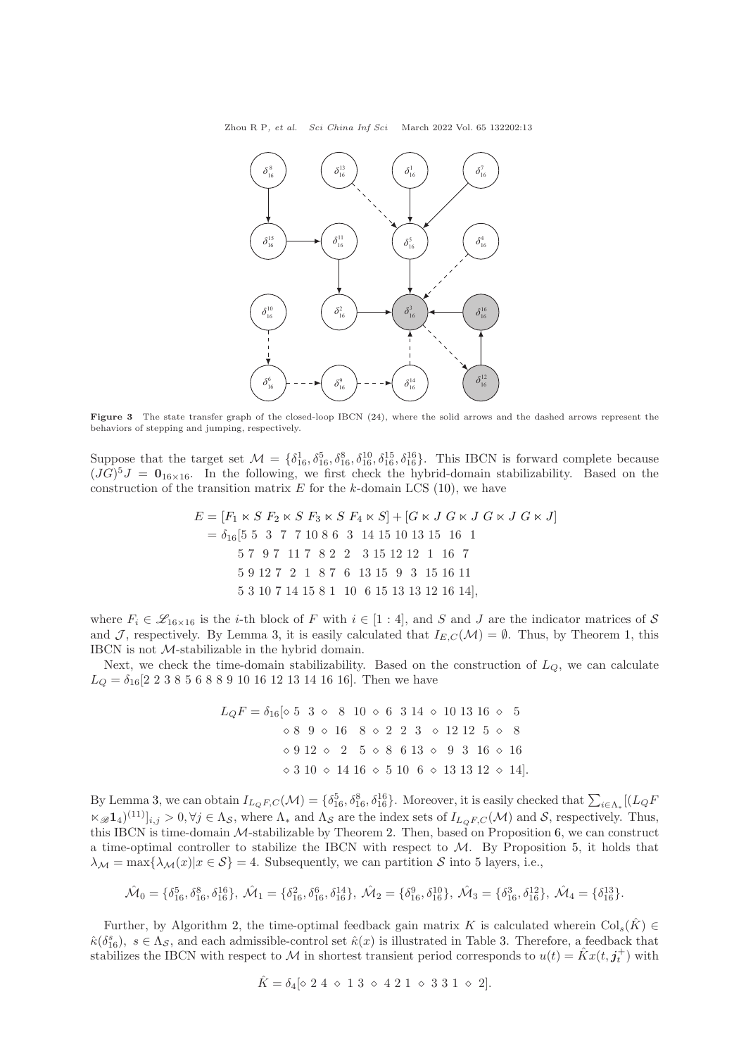**Figure 3** The state transfer graph of the closed-loop IBCN (24), where the solid arrows and the dashed arrows represent the behaviors of stepping and jumping, respectively.

Suppose that the target set $\mathcal{M} = \{\delta_{16}^1, \delta_{16}^5, \delta_{16}^8, \delta_{16}^{10}, \delta_{16}^{15}, \delta_{16}^{16}\}$. This IBCN is forward complete because $(JG)^5 J = \mathbf{0}_{16\times 16}$. In the following, we first check the hybrid-domain stabilizability. Based on the construction of the transition matrix $E$ for the $k$-domain LCS (10), we have

$$
\begin{aligned}
E &= [F_1 \ltimes S \; F_2 \ltimes S \; F_3 \ltimes S \; F_4 \ltimes S] + [G \ltimes J \; G \ltimes J \; G \ltimes J \; G \ltimes J] \\
&= \delta_{16}[5\ 5\ \ 3\ \ 7\ \ 7\ 10\ 8\ 6\ \ 3\ \ 14\ 15\ 10\ 13\ 15\ \ 16\ \ 1 \\
&\qquad 5\ 7\ \ 9\ 7\ \ 11\ 7\ \ 8\ 2\ \ 2\ \ \ 3\ 15\ 12\ 12\ \ 1\ \ 16\ \ 7 \\
&\qquad 5\ 9\ 12\ 7\ \ 2\ \ 1\ \ 8\ 7\ \ 6\ \ 13\ 15\ \ 9\ \ 3\ \ 15\ 16\ 11 \\
&\qquad 5\ 3\ 10\ 7\ 14\ 15\ 8\ 1\ \ 10\ \ 6\ 15\ 13\ 13\ 12\ 16\ 14],
\end{aligned}
$$

where $F_i \in \mathscr{L}_{16\times 16}$ is the $i$-th block of $F$ with $i \in [1:4]$, and $S$ and $J$ are the indicator matrices of $\mathcal{S}$ and $\mathcal{J}$, respectively. By Lemma 3, it is easily calculated that $I_{E,C}(\mathcal{M}) = \emptyset$. Thus, by Theorem 1, this IBCN is not $\mathcal{M}$-stabilizable in the hybrid domain.

Next, we check the time-domain stabilizability. Based on the construction of $L_Q$, we can calculate $L_Q = \delta_{16}[2\ 2\ 3\ 8\ 5\ 6\ 8\ 8\ 9\ 10\ 16\ 12\ 13\ 14\ 16\ 16]$. Then we have

$$
\begin{aligned}
L_Q F = \delta_{16}[&\diamond\ 5\ \ 3\ \diamond\ \ 8\ \ 10\ \diamond\ 6\ \ 3\ 14\ \diamond\ 10\ 13\ 16\ \diamond\ \ 5 \\
&\diamond\ 8\ \ 9\ \diamond\ 16\ \ \ 8\ \diamond\ 2\ \ 2\ \ 3\ \ \diamond\ 12\ 12\ \ 5\ \diamond\ \ 8 \\
&\diamond\ 9\ 12\ \diamond\ \ 2\ \ \ 5\ \diamond\ 8\ \ 6\ 13\ \diamond\ \ 9\ \ 3\ \ 16\ \diamond\ 16 \\
&\diamond\ 3\ 10\ \diamond\ 14\ 16\ \diamond\ 5\ 10\ \ 6\ \diamond\ 13\ 13\ 12\ \diamond\ 14].
\end{aligned}
$$

By Lemma 3, we can obtain $I_{L_Q F,C}(\mathcal{M}) = \{\delta_{16}^5, \delta_{16}^8, \delta_{16}^{16}\}$. Moreover, it is easily checked that $\sum_{i\in\Lambda_*}[(L_Q F \ltimes_{\mathscr{B}} \mathbf{1}_4)^{(11)}]_{i,j} > 0, \forall j \in \Lambda_{\mathcal{S}}$, where $\Lambda_*$ and $\Lambda_{\mathcal{S}}$ are the index sets of $I_{L_Q F,C}(\mathcal{M})$ and $\mathcal{S}$, respectively. Thus, this IBCN is time-domain $\mathcal{M}$-stabilizable by Theorem 2. Then, based on Proposition 6, we can construct a time-optimal controller to stabilize the IBCN with respect to $\mathcal{M}$. By Proposition 5, it holds that $\lambda_{\mathcal{M}} = \max\{\lambda_{\mathcal{M}}(x) | x \in \mathcal{S}\} = 4$. Subsequently, we can partition $\mathcal{S}$ into 5 layers, i.e.,

$$
\hat{\mathcal{M}}_0 = \{\delta_{16}^5, \delta_{16}^8, \delta_{16}^{16}\},\ \hat{\mathcal{M}}_1 = \{\delta_{16}^2, \delta_{16}^6, \delta_{16}^{14}\},\ \hat{\mathcal{M}}_2 = \{\delta_{16}^9, \delta_{16}^{10}\},\ \hat{\mathcal{M}}_3 = \{\delta_{16}^3, \delta_{16}^{12}\},\ \hat{\mathcal{M}}_4 = \{\delta_{16}^{13}\}.
$$

Further, by Algorithm 2, the time-optimal feedback gain matrix $K$ is calculated wherein $\mathrm{Col}_s(\hat{K}) \in \hat{\kappa}(\delta_{16}^s)$, $s \in \Lambda_{\mathcal{S}}$, and each admissible-control set $\hat{\kappa}(x)$ is illustrated in Table 3. Therefore, a feedback that stabilizes the IBCN with respect to $\mathcal{M}$ in shortest transient period corresponds to $u(t) = \hat{K}x(t, \boldsymbol{j}_t^+)$ with

$$
\hat{K} = \delta_4[\diamond\ 2\ 4\ \diamond\ 1\ 3\ \diamond\ 4\ 2\ 1\ \diamond\ 3\ 3\ 1\ \diamond\ 2].
$$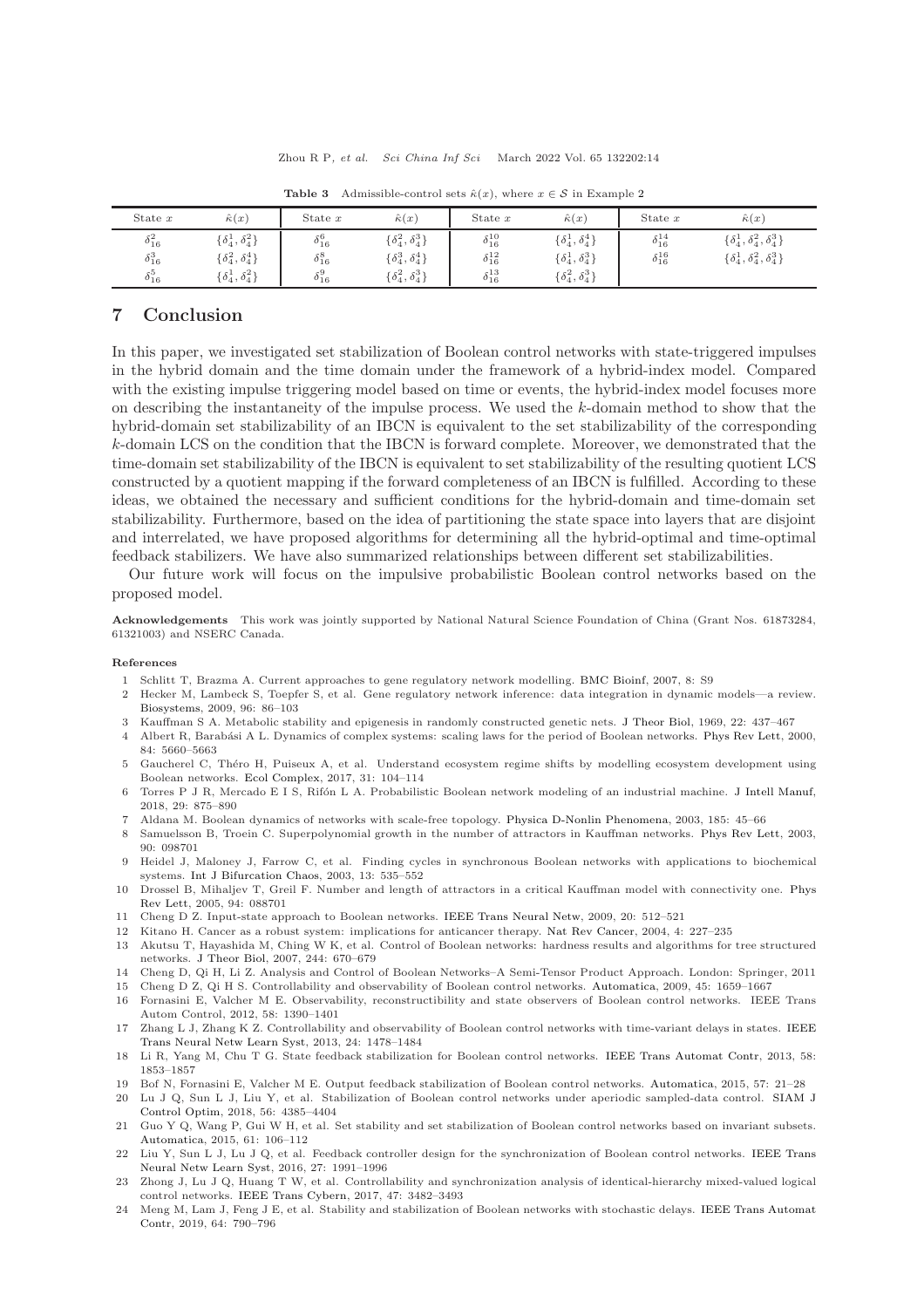**Table 3** Admissible-control sets $\hat{\kappa}(x)$, where $x \in \mathcal{S}$ in Example 2

| State $x$ | $\hat{\kappa}(x)$ | State $x$ | $\hat{\kappa}(x)$ | State $x$ | $\hat{\kappa}(x)$ | State $x$ | $\hat{\kappa}(x)$ |
|---|---|---|---|---|---|---|---|
| $\delta_{16}^{2}$ | $\{\delta_4^1, \delta_4^2\}$ | $\delta_{16}^{6}$ | $\{\delta_4^2, \delta_4^3\}$ | $\delta_{16}^{10}$ | $\{\delta_4^1, \delta_4^4\}$ | $\delta_{16}^{14}$ | $\{\delta_4^1, \delta_4^2, \delta_4^3\}$ |
| $\delta_{16}^{3}$ | $\{\delta_4^2, \delta_4^4\}$ | $\delta_{16}^{8}$ | $\{\delta_4^3, \delta_4^4\}$ | $\delta_{16}^{12}$ | $\{\delta_4^1, \delta_4^3\}$ | $\delta_{16}^{16}$ | $\{\delta_4^1, \delta_4^2, \delta_4^3\}$ |
| $\delta_{16}^{5}$ | $\{\delta_4^1, \delta_4^2\}$ | $\delta_{16}^{9}$ | $\{\delta_4^2, \delta_4^3\}$ | $\delta_{16}^{13}$ | $\{\delta_4^2, \delta_4^3\}$ | | |

## 7 Conclusion

In this paper, we investigated set stabilization of Boolean control networks with state-triggered impulses in the hybrid domain and the time domain under the framework of a hybrid-index model. Compared with the existing impulse triggering model based on time or events, the hybrid-index model focuses more on describing the instantaneity of the impulse process. We used the $k$-domain method to show that the hybrid-domain set stabilizability of an IBCN is equivalent to the set stabilizability of the corresponding $k$-domain LCS on the condition that the IBCN is forward complete. Moreover, we demonstrated that the time-domain set stabilizability of the IBCN is equivalent to set stabilizability of the resulting quotient LCS constructed by a quotient mapping if the forward completeness of an IBCN is fulfilled. According to these ideas, we obtained the necessary and sufficient conditions for the hybrid-domain and time-domain set stabilizability. Furthermore, based on the idea of partitioning the state space into layers that are disjoint and interrelated, we have proposed algorithms for determining all the hybrid-optimal and time-optimal feedback stabilizers. We have also summarized relationships between different set stabilizabilities.

Our future work will focus on the impulsive probabilistic Boolean control networks based on the proposed model.

**Acknowledgements** This work was jointly supported by National Natural Science Foundation of China (Grant Nos. 61873284, 61321003) and NSERC Canada.

**References**

1 Schlitt T, Brazma A. Current approaches to gene regulatory network modelling. BMC Bioinf, 2007, 8: S9
2 Hecker M, Lambeck S, Toepfer S, et al. Gene regulatory network inference: data integration in dynamic models—a review. Biosystems, 2009, 96: 86–103
3 Kauffman S A. Metabolic stability and epigenesis in randomly constructed genetic nets. J Theor Biol, 1969, 22: 437–467
4 Albert R, Barabási A L. Dynamics of complex systems: scaling laws for the period of Boolean networks. Phys Rev Lett, 2000, 84: 5660–5663
5 Gaucherel C, Théro H, Puiseux A, et al. Understand ecosystem regime shifts by modelling ecosystem development using Boolean networks. Ecol Complex, 2017, 31: 104–114
6 Torres P J R, Mercado E I S, Rifón L A. Probabilistic Boolean network modeling of an industrial machine. J Intell Manuf, 2018, 29: 875–890
7 Aldana M. Boolean dynamics of networks with scale-free topology. Physica D-Nonlin Phenomena, 2003, 185: 45–66
8 Samuelsson B, Troein C. Superpolynomial growth in the number of attractors in Kauffman networks. Phys Rev Lett, 2003, 90: 098701
9 Heidel J, Maloney J, Farrow C, et al. Finding cycles in synchronous Boolean networks with applications to biochemical systems. Int J Bifurcation Chaos, 2003, 13: 535–552
10 Drossel B, Mihaljev T, Greil F. Number and length of attractors in a critical Kauffman model with connectivity one. Phys Rev Lett, 2005, 94: 088701
11 Cheng D Z. Input-state approach to Boolean networks. IEEE Trans Neural Netw, 2009, 20: 512–521
12 Kitano H. Cancer as a robust system: implications for anticancer therapy. Nat Rev Cancer, 2004, 4: 227–235
13 Akutsu T, Hayashida M, Ching W K, et al. Control of Boolean networks: hardness results and algorithms for tree structured networks. J Theor Biol, 2007, 244: 670–679
14 Cheng D, Qi H, Li Z. Analysis and Control of Boolean Networks–A Semi-Tensor Product Approach. London: Springer, 2011
15 Cheng D Z, Qi H S. Controllability and observability of Boolean control networks. Automatica, 2009, 45: 1659–1667
16 Fornasini E, Valcher M E. Observability, reconstructibility and state observers of Boolean control networks. IEEE Trans Autom Control, 2012, 58: 1390–1401
17 Zhang L J, Zhang K Z. Controllability and observability of Boolean control networks with time-variant delays in states. IEEE Trans Neural Netw Learn Syst, 2013, 24: 1478–1484
18 Li R, Yang M, Chu T G. State feedback stabilization for Boolean control networks. IEEE Trans Automat Contr, 2013, 58: 1853–1857
19 Bof N, Fornasini E, Valcher M E. Output feedback stabilization of Boolean control networks. Automatica, 2015, 57: 21–28
20 Lu J Q, Sun L J, Liu Y, et al. Stabilization of Boolean control networks under aperiodic sampled-data control. SIAM J Control Optim, 2018, 56: 4385–4404
21 Guo Y Q, Wang P, Gui W H, et al. Set stability and set stabilization of Boolean control networks based on invariant subsets. Automatica, 2015, 61: 106–112
22 Liu Y, Sun L J, Lu J Q, et al. Feedback controller design for the synchronization of Boolean control networks. IEEE Trans Neural Netw Learn Syst, 2016, 27: 1991–1996
23 Zhong J, Lu J Q, Huang T W, et al. Controllability and synchronization analysis of identical-hierarchy mixed-valued logical control networks. IEEE Trans Cybern, 2017, 47: 3482–3493
24 Meng M, Lam J, Feng J E, et al. Stability and stabilization of Boolean networks with stochastic delays. IEEE Trans Automat Contr, 2019, 64: 790–796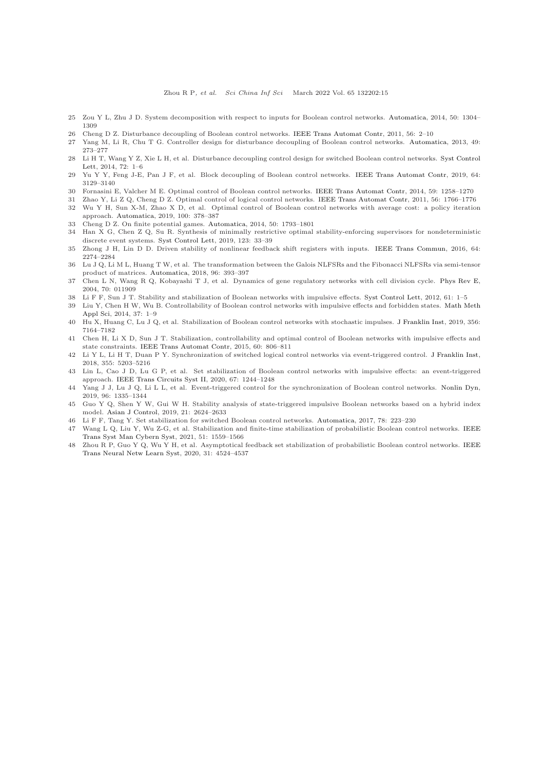25 Zou Y L, Zhu J D. System decomposition with respect to inputs for Boolean control networks. Automatica, 2014, 50: 1304–1309

26 Cheng D Z. Disturbance decoupling of Boolean control networks. IEEE Trans Automat Contr, 2011, 56: 2–10

27 Yang M, Li R, Chu T G. Controller design for disturbance decoupling of Boolean control networks. Automatica, 2013, 49: 273–277

28 Li H T, Wang Y Z, Xie L H, et al. Disturbance decoupling control design for switched Boolean control networks. Syst Control Lett, 2014, 72: 1–6

29 Yu Y Y, Feng J-E, Pan J F, et al. Block decoupling of Boolean control networks. IEEE Trans Automat Contr, 2019, 64: 3129–3140

30 Fornasini E, Valcher M E. Optimal control of Boolean control networks. IEEE Trans Automat Contr, 2014, 59: 1258–1270

31 Zhao Y, Li Z Q, Cheng D Z. Optimal control of logical control networks. IEEE Trans Automat Contr, 2011, 56: 1766–1776

32 Wu Y H, Sun X-M, Zhao X D, et al. Optimal control of Boolean control networks with average cost: a policy iteration approach. Automatica, 2019, 100: 378–387

33 Cheng D Z. On finite potential games. Automatica, 2014, 50: 1793–1801

34 Han X G, Chen Z Q, Su R. Synthesis of minimally restrictive optimal stability-enforcing supervisors for nondeterministic discrete event systems. Syst Control Lett, 2019, 123: 33–39

35 Zhong J H, Lin D D. Driven stability of nonlinear feedback shift registers with inputs. IEEE Trans Commun, 2016, 64: 2274–2284

36 Lu J Q, Li M L, Huang T W, et al. The transformation between the Galois NLFSRs and the Fibonacci NLFSRs via semi-tensor product of matrices. Automatica, 2018, 96: 393–397

37 Chen L N, Wang R Q, Kobayashi T J, et al. Dynamics of gene regulatory networks with cell division cycle. Phys Rev E, 2004, 70: 011909

38 Li F F, Sun J T. Stability and stabilization of Boolean networks with impulsive effects. Syst Control Lett, 2012, 61: 1–5

39 Liu Y, Chen H W, Wu B. Controllability of Boolean control networks with impulsive effects and forbidden states. Math Meth Appl Sci, 2014, 37: 1–9

40 Hu X, Huang C, Lu J Q, et al. Stabilization of Boolean control networks with stochastic impulses. J Franklin Inst, 2019, 356: 7164–7182

41 Chen H, Li X D, Sun J T. Stabilization, controllability and optimal control of Boolean networks with impulsive effects and state constraints. IEEE Trans Automat Contr, 2015, 60: 806–811

42 Li Y L, Li H T, Duan P Y. Synchronization of switched logical control networks via event-triggered control. J Franklin Inst, 2018, 355: 5203–5216

43 Lin L, Cao J D, Lu G P, et al. Set stabilization of Boolean control networks with impulsive effects: an event-triggered approach. IEEE Trans Circuits Syst II, 2020, 67: 1244–1248

44 Yang J J, Lu J Q, Li L L, et al. Event-triggered control for the synchronization of Boolean control networks. Nonlin Dyn, 2019, 96: 1335–1344

45 Guo Y Q, Shen Y W, Gui W H. Stability analysis of state-triggered impulsive Boolean networks based on a hybrid index model. Asian J Control, 2019, 21: 2624–2633

46 Li F F, Tang Y. Set stabilization for switched Boolean control networks. Automatica, 2017, 78: 223–230

47 Wang L Q, Liu Y, Wu Z-G, et al. Stabilization and finite-time stabilization of probabilistic Boolean control networks. IEEE Trans Syst Man Cybern Syst, 2021, 51: 1559–1566

48 Zhou R P, Guo Y Q, Wu Y H, et al. Asymptotical feedback set stabilization of probabilistic Boolean control networks. IEEE Trans Neural Netw Learn Syst, 2020, 31: 4524–4537